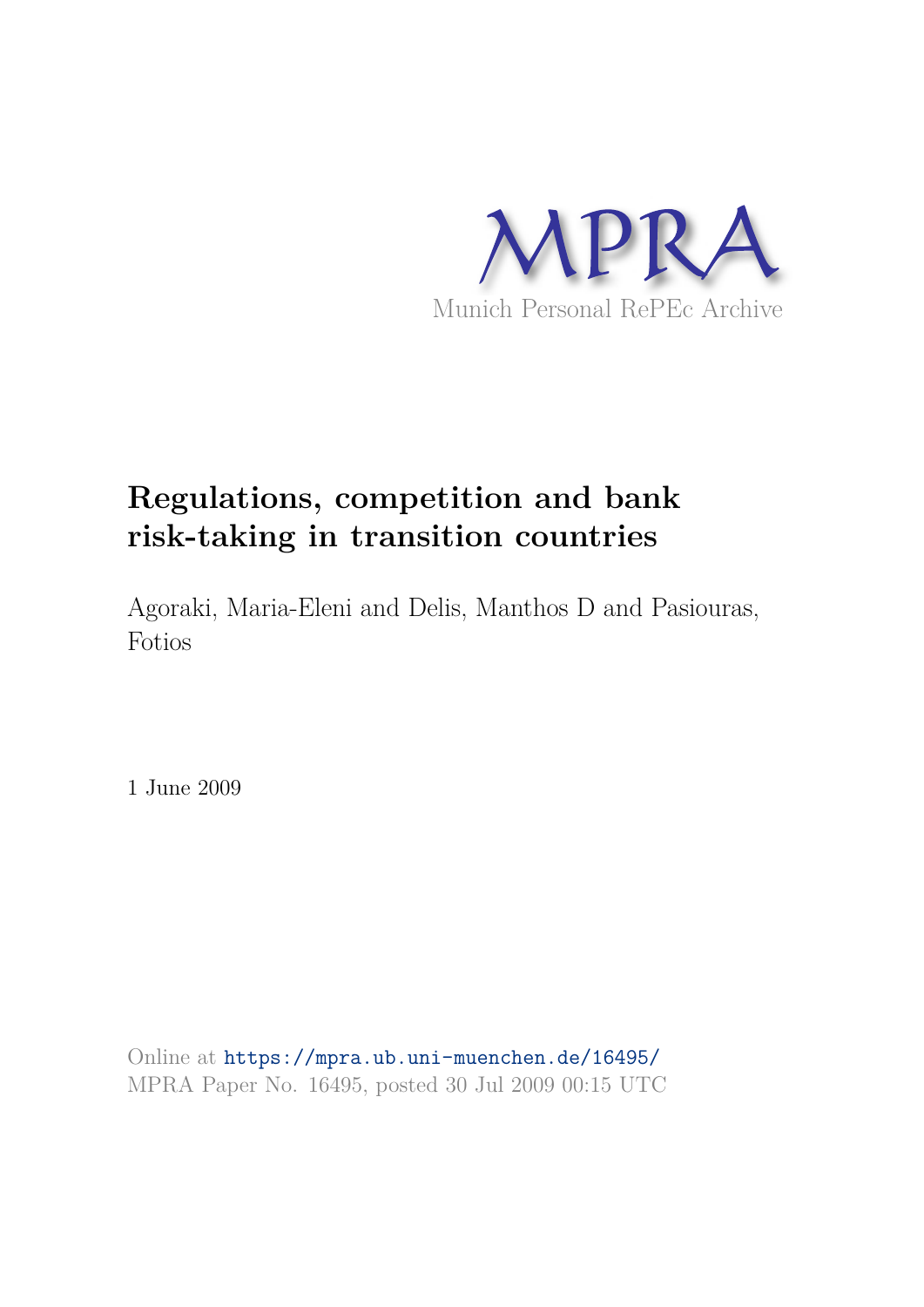MPRA

Munich Personal RePEc Archive

# Regulations, competition and bank risk-taking in transition countries

Agoraki, Maria-Eleni and Delis, Manthos D and Pasiouras, Fotios

1 June 2009

Online at https://mpra.ub.uni-muenchen.de/16495/
MPRA Paper No. 16495, posted 30 Jul 2009 00:15 UTC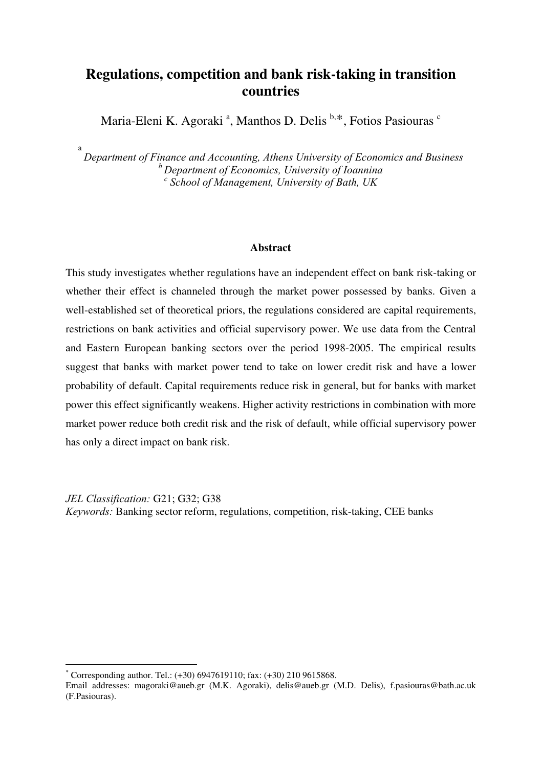# Regulations, competition and bank risk-taking in transition countries

Maria-Eleni K. Agoraki [a], Manthos D. Delis [b,*], Fotios Pasiouras [c]

[a] *Department of Finance and Accounting, Athens University of Economics and Business*
[b] *Department of Economics, University of Ioannina*
[c] *School of Management, University of Bath, UK*

**Abstract**

This study investigates whether regulations have an independent effect on bank risk-taking or whether their effect is channeled through the market power possessed by banks. Given a well-established set of theoretical priors, the regulations considered are capital requirements, restrictions on bank activities and official supervisory power. We use data from the Central and Eastern European banking sectors over the period 1998-2005. The empirical results suggest that banks with market power tend to take on lower credit risk and have a lower probability of default. Capital requirements reduce risk in general, but for banks with market power this effect significantly weakens. Higher activity restrictions in combination with more market power reduce both credit risk and the risk of default, while official supervisory power has only a direct impact on bank risk.

*JEL Classification:* G21; G32; G38
*Keywords:* Banking sector reform, regulations, competition, risk-taking, CEE banks

---

[*] Corresponding author. Tel.: (+30) 6947619110; fax: (+30) 210 9615868.
Email addresses: magoraki@aueb.gr (M.K. Agoraki), delis@aueb.gr (M.D. Delis), f.pasiouras@bath.ac.uk (F.Pasiouras).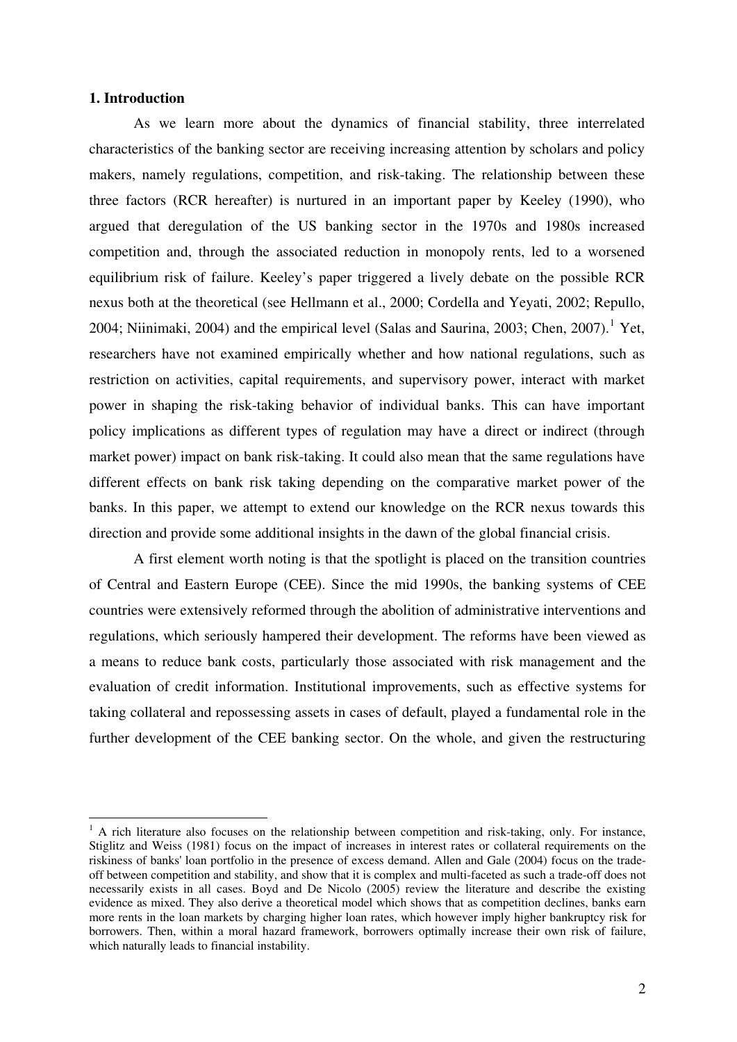## 1. Introduction

As we learn more about the dynamics of financial stability, three interrelated characteristics of the banking sector are receiving increasing attention by scholars and policy makers, namely regulations, competition, and risk-taking. The relationship between these three factors (RCR hereafter) is nurtured in an important paper by Keeley (1990), who argued that deregulation of the US banking sector in the 1970s and 1980s increased competition and, through the associated reduction in monopoly rents, led to a worsened equilibrium risk of failure. Keeley's paper triggered a lively debate on the possible RCR nexus both at the theoretical (see Hellmann et al., 2000; Cordella and Yeyati, 2002; Repullo, 2004; Niinimaki, 2004) and the empirical level (Salas and Saurina, 2003; Chen, 2007).[1] Yet, researchers have not examined empirically whether and how national regulations, such as restriction on activities, capital requirements, and supervisory power, interact with market power in shaping the risk-taking behavior of individual banks. This can have important policy implications as different types of regulation may have a direct or indirect (through market power) impact on bank risk-taking. It could also mean that the same regulations have different effects on bank risk taking depending on the comparative market power of the banks. In this paper, we attempt to extend our knowledge on the RCR nexus towards this direction and provide some additional insights in the dawn of the global financial crisis.

A first element worth noting is that the spotlight is placed on the transition countries of Central and Eastern Europe (CEE). Since the mid 1990s, the banking systems of CEE countries were extensively reformed through the abolition of administrative interventions and regulations, which seriously hampered their development. The reforms have been viewed as a means to reduce bank costs, particularly those associated with risk management and the evaluation of credit information. Institutional improvements, such as effective systems for taking collateral and repossessing assets in cases of default, played a fundamental role in the further development of the CEE banking sector. On the whole, and given the restructuring

[1] A rich literature also focuses on the relationship between competition and risk-taking, only. For instance, Stiglitz and Weiss (1981) focus on the impact of increases in interest rates or collateral requirements on the riskiness of banks' loan portfolio in the presence of excess demand. Allen and Gale (2004) focus on the trade-off between competition and stability, and show that it is complex and multi-faceted as such a trade-off does not necessarily exists in all cases. Boyd and De Nicolo (2005) review the literature and describe the existing evidence as mixed. They also derive a theoretical model which shows that as competition declines, banks earn more rents in the loan markets by charging higher loan rates, which however imply higher bankruptcy risk for borrowers. Then, within a moral hazard framework, borrowers optimally increase their own risk of failure, which naturally leads to financial instability.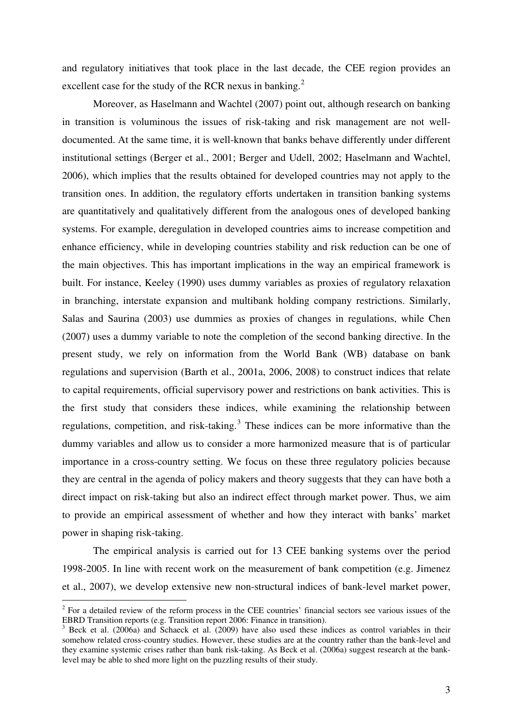and regulatory initiatives that took place in the last decade, the CEE region provides an excellent case for the study of the RCR nexus in banking.[2]

Moreover, as Haselmann and Wachtel (2007) point out, although research on banking in transition is voluminous the issues of risk-taking and risk management are not well-documented. At the same time, it is well-known that banks behave differently under different institutional settings (Berger et al., 2001; Berger and Udell, 2002; Haselmann and Wachtel, 2006), which implies that the results obtained for developed countries may not apply to the transition ones. In addition, the regulatory efforts undertaken in transition banking systems are quantitatively and qualitatively different from the analogous ones of developed banking systems. For example, deregulation in developed countries aims to increase competition and enhance efficiency, while in developing countries stability and risk reduction can be one of the main objectives. This has important implications in the way an empirical framework is built. For instance, Keeley (1990) uses dummy variables as proxies of regulatory relaxation in branching, interstate expansion and multibank holding company restrictions. Similarly, Salas and Saurina (2003) use dummies as proxies of changes in regulations, while Chen (2007) uses a dummy variable to note the completion of the second banking directive. In the present study, we rely on information from the World Bank (WB) database on bank regulations and supervision (Barth et al., 2001a, 2006, 2008) to construct indices that relate to capital requirements, official supervisory power and restrictions on bank activities. This is the first study that considers these indices, while examining the relationship between regulations, competition, and risk-taking.[3] These indices can be more informative than the dummy variables and allow us to consider a more harmonized measure that is of particular importance in a cross-country setting. We focus on these three regulatory policies because they are central in the agenda of policy makers and theory suggests that they can have both a direct impact on risk-taking but also an indirect effect through market power. Thus, we aim to provide an empirical assessment of whether and how they interact with banks' market power in shaping risk-taking.

The empirical analysis is carried out for 13 CEE banking systems over the period 1998-2005. In line with recent work on the measurement of bank competition (e.g. Jimenez et al., 2007), we develop extensive new non-structural indices of bank-level market power,

[2] For a detailed review of the reform process in the CEE countries' financial sectors see various issues of the EBRD Transition reports (e.g. Transition report 2006: Finance in transition).

[3] Beck et al. (2006a) and Schaeck et al. (2009) have also used these indices as control variables in their somehow related cross-country studies. However, these studies are at the country rather than the bank-level and they examine systemic crises rather than bank risk-taking. As Beck et al. (2006a) suggest research at the bank-level may be able to shed more light on the puzzling results of their study.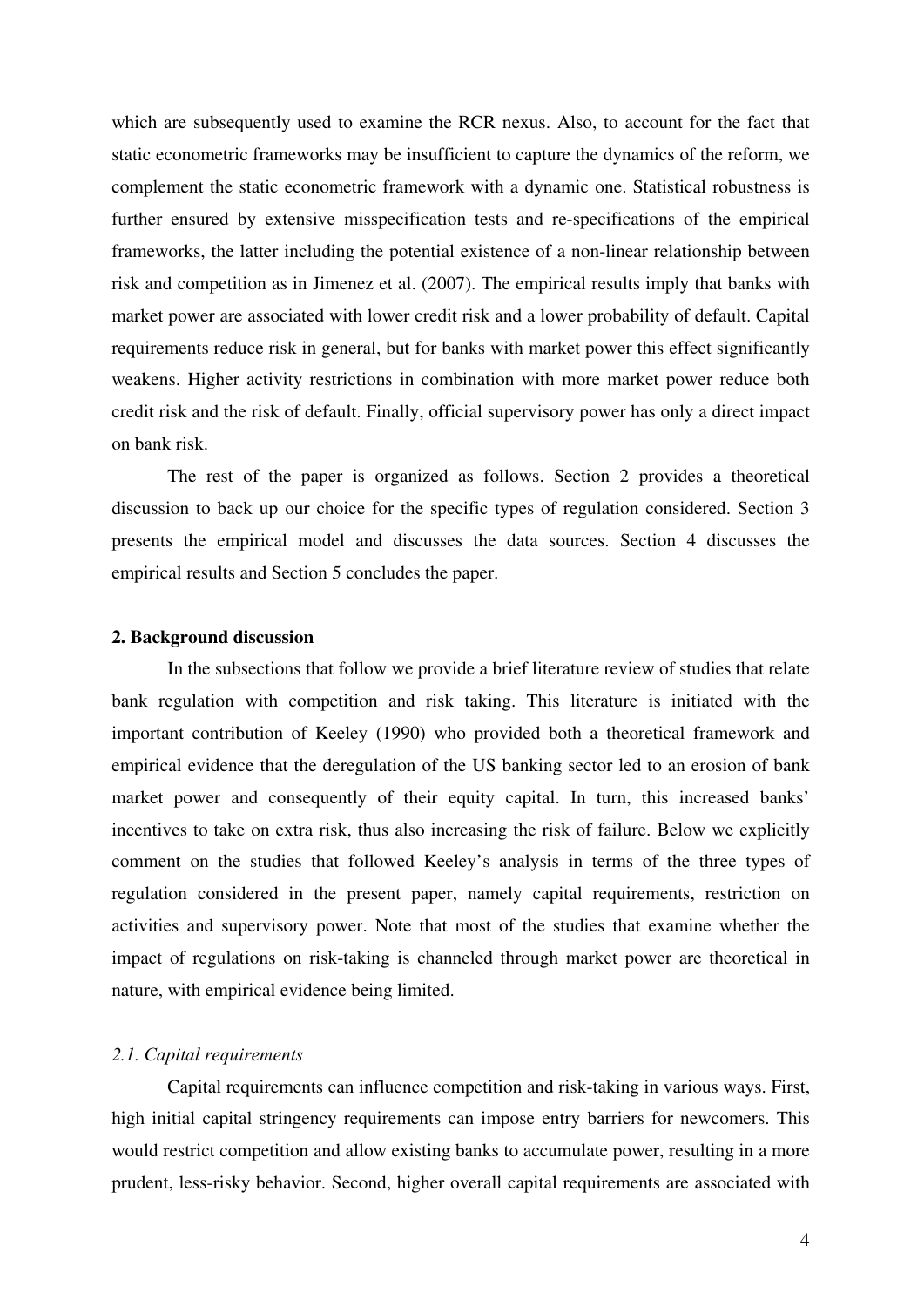which are subsequently used to examine the RCR nexus. Also, to account for the fact that static econometric frameworks may be insufficient to capture the dynamics of the reform, we complement the static econometric framework with a dynamic one. Statistical robustness is further ensured by extensive misspecification tests and re-specifications of the empirical frameworks, the latter including the potential existence of a non-linear relationship between risk and competition as in Jimenez et al. (2007). The empirical results imply that banks with market power are associated with lower credit risk and a lower probability of default. Capital requirements reduce risk in general, but for banks with market power this effect significantly weakens. Higher activity restrictions in combination with more market power reduce both credit risk and the risk of default. Finally, official supervisory power has only a direct impact on bank risk.

The rest of the paper is organized as follows. Section 2 provides a theoretical discussion to back up our choice for the specific types of regulation considered. Section 3 presents the empirical model and discusses the data sources. Section 4 discusses the empirical results and Section 5 concludes the paper.

## 2. Background discussion

In the subsections that follow we provide a brief literature review of studies that relate bank regulation with competition and risk taking. This literature is initiated with the important contribution of Keeley (1990) who provided both a theoretical framework and empirical evidence that the deregulation of the US banking sector led to an erosion of bank market power and consequently of their equity capital. In turn, this increased banks' incentives to take on extra risk, thus also increasing the risk of failure. Below we explicitly comment on the studies that followed Keeley's analysis in terms of the three types of regulation considered in the present paper, namely capital requirements, restriction on activities and supervisory power. Note that most of the studies that examine whether the impact of regulations on risk-taking is channeled through market power are theoretical in nature, with empirical evidence being limited.

### *2.1. Capital requirements*

Capital requirements can influence competition and risk-taking in various ways. First, high initial capital stringency requirements can impose entry barriers for newcomers. This would restrict competition and allow existing banks to accumulate power, resulting in a more prudent, less-risky behavior. Second, higher overall capital requirements are associated with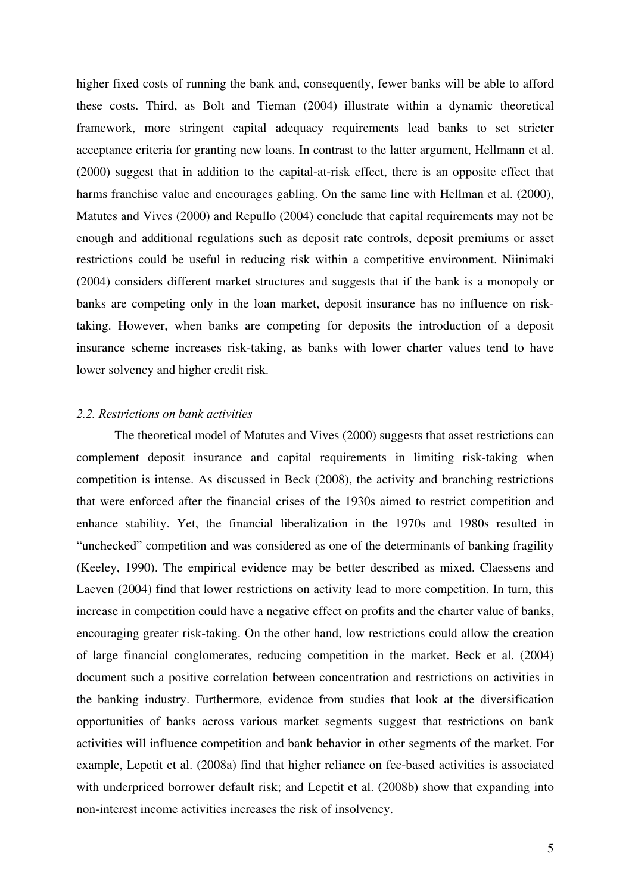higher fixed costs of running the bank and, consequently, fewer banks will be able to afford these costs. Third, as Bolt and Tieman (2004) illustrate within a dynamic theoretical framework, more stringent capital adequacy requirements lead banks to set stricter acceptance criteria for granting new loans. In contrast to the latter argument, Hellmann et al. (2000) suggest that in addition to the capital-at-risk effect, there is an opposite effect that harms franchise value and encourages gabling. On the same line with Hellman et al. (2000), Matutes and Vives (2000) and Repullo (2004) conclude that capital requirements may not be enough and additional regulations such as deposit rate controls, deposit premiums or asset restrictions could be useful in reducing risk within a competitive environment. Niinimaki (2004) considers different market structures and suggests that if the bank is a monopoly or banks are competing only in the loan market, deposit insurance has no influence on risk-taking. However, when banks are competing for deposits the introduction of a deposit insurance scheme increases risk-taking, as banks with lower charter values tend to have lower solvency and higher credit risk.

### *2.2. Restrictions on bank activities*

The theoretical model of Matutes and Vives (2000) suggests that asset restrictions can complement deposit insurance and capital requirements in limiting risk-taking when competition is intense. As discussed in Beck (2008), the activity and branching restrictions that were enforced after the financial crises of the 1930s aimed to restrict competition and enhance stability. Yet, the financial liberalization in the 1970s and 1980s resulted in "unchecked" competition and was considered as one of the determinants of banking fragility (Keeley, 1990). The empirical evidence may be better described as mixed. Claessens and Laeven (2004) find that lower restrictions on activity lead to more competition. In turn, this increase in competition could have a negative effect on profits and the charter value of banks, encouraging greater risk-taking. On the other hand, low restrictions could allow the creation of large financial conglomerates, reducing competition in the market. Beck et al. (2004) document such a positive correlation between concentration and restrictions on activities in the banking industry. Furthermore, evidence from studies that look at the diversification opportunities of banks across various market segments suggest that restrictions on bank activities will influence competition and bank behavior in other segments of the market. For example, Lepetit et al. (2008a) find that higher reliance on fee-based activities is associated with underpriced borrower default risk; and Lepetit et al. (2008b) show that expanding into non-interest income activities increases the risk of insolvency.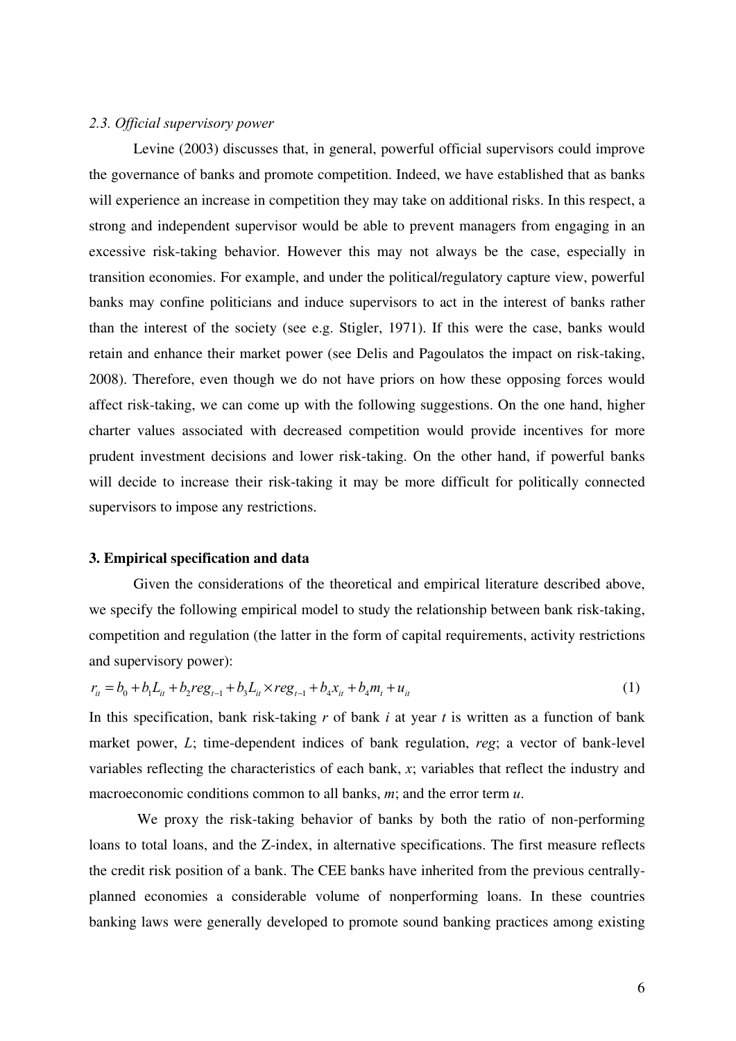*2.3. Official supervisory power*

Levine (2003) discusses that, in general, powerful official supervisors could improve the governance of banks and promote competition. Indeed, we have established that as banks will experience an increase in competition they may take on additional risks. In this respect, a strong and independent supervisor would be able to prevent managers from engaging in an excessive risk-taking behavior. However this may not always be the case, especially in transition economies. For example, and under the political/regulatory capture view, powerful banks may confine politicians and induce supervisors to act in the interest of banks rather than the interest of the society (see e.g. Stigler, 1971). If this were the case, banks would retain and enhance their market power (see Delis and Pagoulatos the impact on risk-taking, 2008). Therefore, even though we do not have priors on how these opposing forces would affect risk-taking, we can come up with the following suggestions. On the one hand, higher charter values associated with decreased competition would provide incentives for more prudent investment decisions and lower risk-taking. On the other hand, if powerful banks will decide to increase their risk-taking it may be more difficult for politically connected supervisors to impose any restrictions.

## 3. Empirical specification and data

Given the considerations of the theoretical and empirical literature described above, we specify the following empirical model to study the relationship between bank risk-taking, competition and regulation (the latter in the form of capital requirements, activity restrictions and supervisory power):

$$r_{it} = b_0 + b_1 L_{it} + b_2 reg_{t-1} + b_3 L_{it} \times reg_{t-1} + b_4 x_{it} + b_4 m_t + u_{it} \tag{1}$$

In this specification, bank risk-taking $r$ of bank $i$ at year $t$ is written as a function of bank market power, $L$; time-dependent indices of bank regulation, $reg$; a vector of bank-level variables reflecting the characteristics of each bank, $x$; variables that reflect the industry and macroeconomic conditions common to all banks, $m$; and the error term $u$.

We proxy the risk-taking behavior of banks by both the ratio of non-performing loans to total loans, and the Z-index, in alternative specifications. The first measure reflects the credit risk position of a bank. The CEE banks have inherited from the previous centrally-planned economies a considerable volume of nonperforming loans. In these countries banking laws were generally developed to promote sound banking practices among existing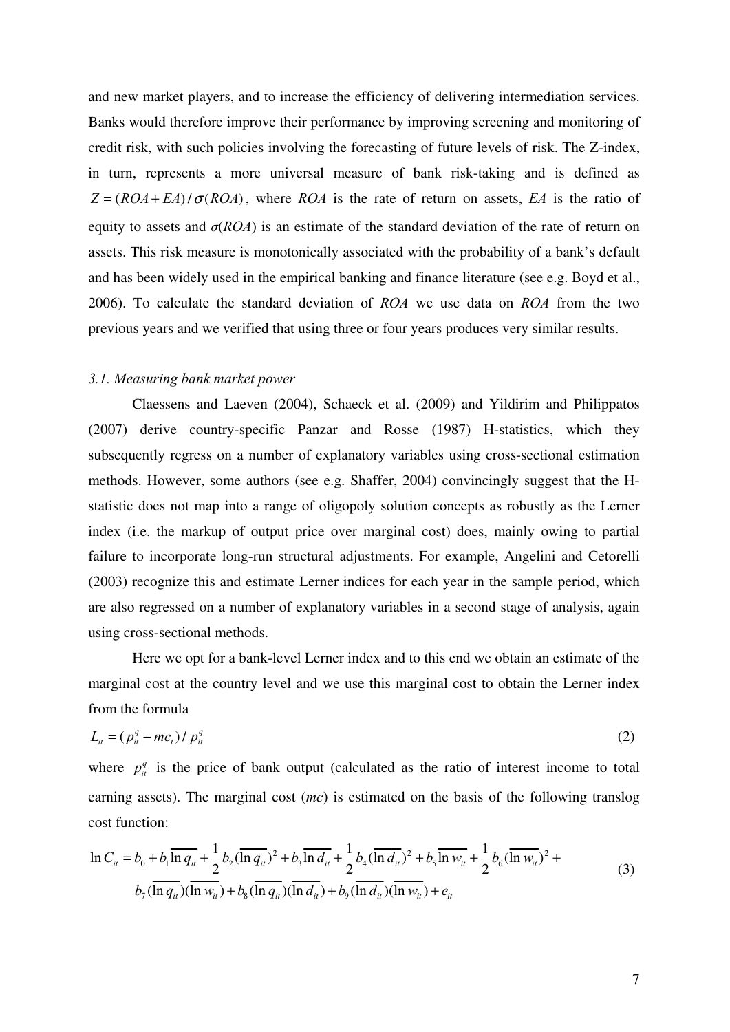and new market players, and to increase the efficiency of delivering intermediation services. Banks would therefore improve their performance by improving screening and monitoring of credit risk, with such policies involving the forecasting of future levels of risk. The Z-index, in turn, represents a more universal measure of bank risk-taking and is defined as $Z = (ROA + EA)/\sigma(ROA)$, where $ROA$ is the rate of return on assets, $EA$ is the ratio of equity to assets and $\sigma(ROA)$ is an estimate of the standard deviation of the rate of return on assets. This risk measure is monotonically associated with the probability of a bank's default and has been widely used in the empirical banking and finance literature (see e.g. Boyd et al., 2006). To calculate the standard deviation of $ROA$ we use data on $ROA$ from the two previous years and we verified that using three or four years produces very similar results.

### *3.1. Measuring bank market power*

Claessens and Laeven (2004), Schaeck et al. (2009) and Yildirim and Philippatos (2007) derive country-specific Panzar and Rosse (1987) H-statistics, which they subsequently regress on a number of explanatory variables using cross-sectional estimation methods. However, some authors (see e.g. Shaffer, 2004) convincingly suggest that the H-statistic does not map into a range of oligopoly solution concepts as robustly as the Lerner index (i.e. the markup of output price over marginal cost) does, mainly owing to partial failure to incorporate long-run structural adjustments. For example, Angelini and Cetorelli (2003) recognize this and estimate Lerner indices for each year in the sample period, which are also regressed on a number of explanatory variables in a second stage of analysis, again using cross-sectional methods.

Here we opt for a bank-level Lerner index and to this end we obtain an estimate of the marginal cost at the country level and we use this marginal cost to obtain the Lerner index from the formula

$$L_{it} = (p_{it}^{q} - mc_{t}) / p_{it}^{q} \tag{2}$$

where $p_{it}^{q}$ is the price of bank output (calculated as the ratio of interest income to total earning assets). The marginal cost ($mc$) is estimated on the basis of the following translog cost function:

$$\begin{aligned} \ln C_{it} = b_0 + b_1 \overline{\ln q_{it}} + \frac{1}{2} b_2 (\overline{\ln q_{it}})^2 + b_3 \overline{\ln d_{it}} + \frac{1}{2} b_4 (\overline{\ln d_{it}})^2 + b_5 \overline{\ln w_{it}} + \frac{1}{2} b_6 (\overline{\ln w_{it}})^2 + \\ b_7 (\overline{\ln q_{it}})(\overline{\ln w_{it}}) + b_8 (\overline{\ln q_{it}})(\overline{\ln d_{it}}) + b_9 (\overline{\ln d_{it}})(\overline{\ln w_{it}}) + e_{it} \end{aligned} \tag{3}$$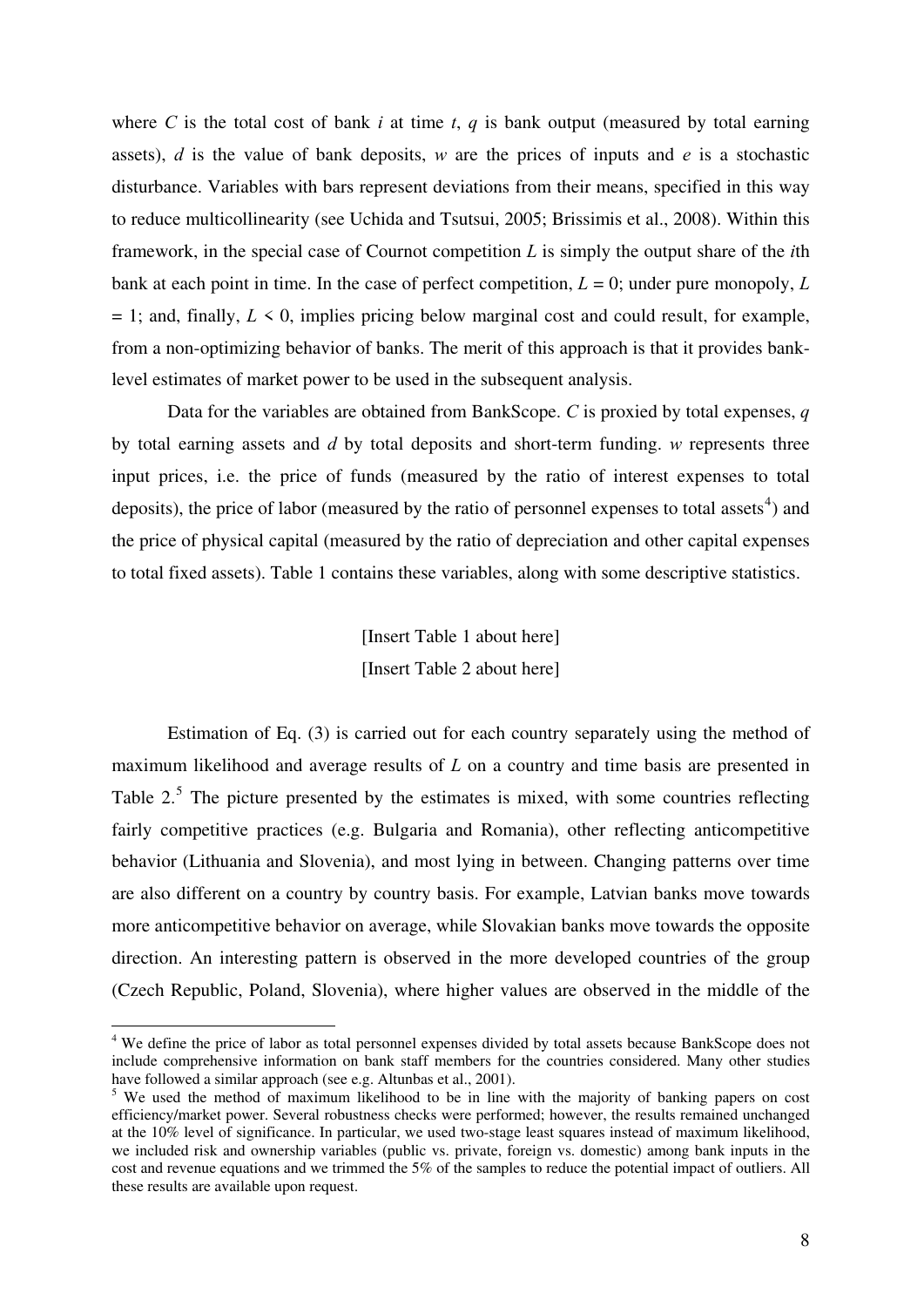where $C$ is the total cost of bank $i$ at time $t$, $q$ is bank output (measured by total earning assets), $d$ is the value of bank deposits, $w$ are the prices of inputs and $e$ is a stochastic disturbance. Variables with bars represent deviations from their means, specified in this way to reduce multicollinearity (see Uchida and Tsutsui, 2005; Brissimis et al., 2008). Within this framework, in the special case of Cournot competition $L$ is simply the output share of the $i$th bank at each point in time. In the case of perfect competition, $L = 0$; under pure monopoly, $L = 1$; and, finally, $L < 0$, implies pricing below marginal cost and could result, for example, from a non-optimizing behavior of banks. The merit of this approach is that it provides bank-level estimates of market power to be used in the subsequent analysis.

Data for the variables are obtained from BankScope. $C$ is proxied by total expenses, $q$ by total earning assets and $d$ by total deposits and short-term funding. $w$ represents three input prices, i.e. the price of funds (measured by the ratio of interest expenses to total deposits), the price of labor (measured by the ratio of personnel expenses to total assets[4]) and the price of physical capital (measured by the ratio of depreciation and other capital expenses to total fixed assets). Table 1 contains these variables, along with some descriptive statistics.

[Insert Table 1 about here]

[Insert Table 2 about here]

Estimation of Eq. (3) is carried out for each country separately using the method of maximum likelihood and average results of $L$ on a country and time basis are presented in Table 2.[5] The picture presented by the estimates is mixed, with some countries reflecting fairly competitive practices (e.g. Bulgaria and Romania), other reflecting anticompetitive behavior (Lithuania and Slovenia), and most lying in between. Changing patterns over time are also different on a country by country basis. For example, Latvian banks move towards more anticompetitive behavior on average, while Slovakian banks move towards the opposite direction. An interesting pattern is observed in the more developed countries of the group (Czech Republic, Poland, Slovenia), where higher values are observed in the middle of the

[4] We define the price of labor as total personnel expenses divided by total assets because BankScope does not include comprehensive information on bank staff members for the countries considered. Many other studies have followed a similar approach (see e.g. Altunbas et al., 2001).

[5] We used the method of maximum likelihood to be in line with the majority of banking papers on cost efficiency/market power. Several robustness checks were performed; however, the results remained unchanged at the 10% level of significance. In particular, we used two-stage least squares instead of maximum likelihood, we included risk and ownership variables (public vs. private, foreign vs. domestic) among bank inputs in the cost and revenue equations and we trimmed the 5% of the samples to reduce the potential impact of outliers. All these results are available upon request.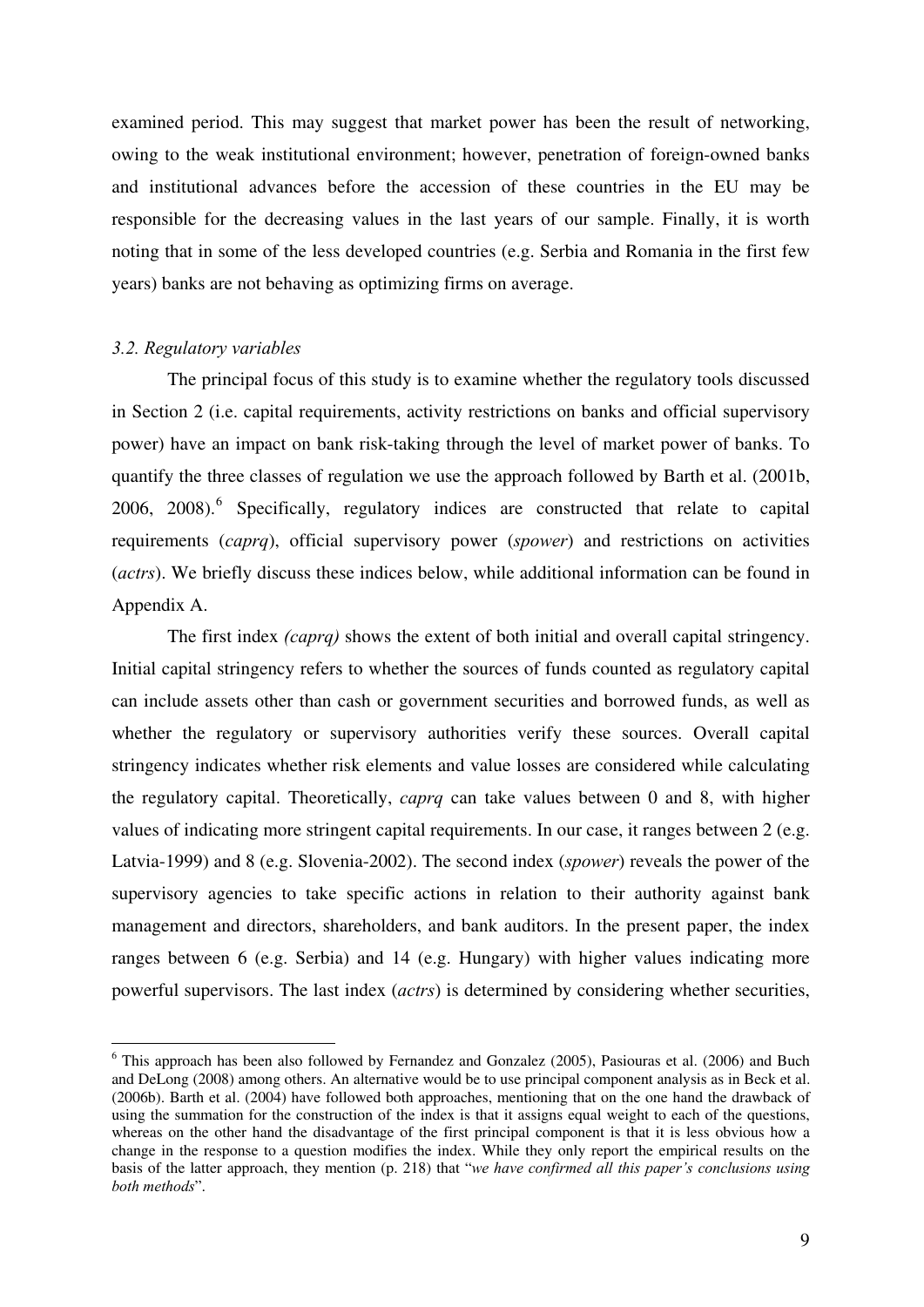examined period. This may suggest that market power has been the result of networking, owing to the weak institutional environment; however, penetration of foreign-owned banks and institutional advances before the accession of these countries in the EU may be responsible for the decreasing values in the last years of our sample. Finally, it is worth noting that in some of the less developed countries (e.g. Serbia and Romania in the first few years) banks are not behaving as optimizing firms on average.

### *3.2. Regulatory variables*

The principal focus of this study is to examine whether the regulatory tools discussed in Section 2 (i.e. capital requirements, activity restrictions on banks and official supervisory power) have an impact on bank risk-taking through the level of market power of banks. To quantify the three classes of regulation we use the approach followed by Barth et al. (2001b, 2006, 2008).[6] Specifically, regulatory indices are constructed that relate to capital requirements (*caprq*), official supervisory power (*spower*) and restrictions on activities (*actrs*). We briefly discuss these indices below, while additional information can be found in Appendix A.

The first index *(caprq)* shows the extent of both initial and overall capital stringency. Initial capital stringency refers to whether the sources of funds counted as regulatory capital can include assets other than cash or government securities and borrowed funds, as well as whether the regulatory or supervisory authorities verify these sources. Overall capital stringency indicates whether risk elements and value losses are considered while calculating the regulatory capital. Theoretically, *caprq* can take values between 0 and 8, with higher values of indicating more stringent capital requirements. In our case, it ranges between 2 (e.g. Latvia-1999) and 8 (e.g. Slovenia-2002). The second index (*spower*) reveals the power of the supervisory agencies to take specific actions in relation to their authority against bank management and directors, shareholders, and bank auditors. In the present paper, the index ranges between 6 (e.g. Serbia) and 14 (e.g. Hungary) with higher values indicating more powerful supervisors. The last index (*actrs*) is determined by considering whether securities,

---

[6] This approach has been also followed by Fernandez and Gonzalez (2005), Pasiouras et al. (2006) and Buch and DeLong (2008) among others. An alternative would be to use principal component analysis as in Beck et al. (2006b). Barth et al. (2004) have followed both approaches, mentioning that on the one hand the drawback of using the summation for the construction of the index is that it assigns equal weight to each of the questions, whereas on the other hand the disadvantage of the first principal component is that it is less obvious how a change in the response to a question modifies the index. While they only report the empirical results on the basis of the latter approach, they mention (p. 218) that "*we have confirmed all this paper's conclusions using both methods*".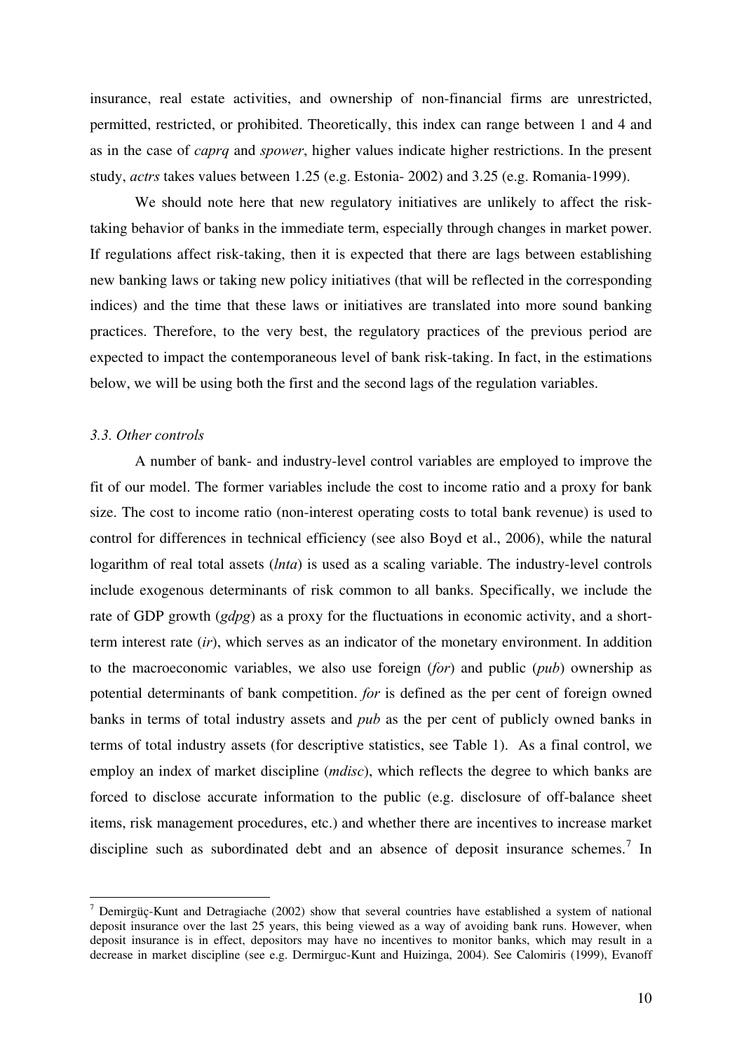insurance, real estate activities, and ownership of non-financial firms are unrestricted, permitted, restricted, or prohibited. Theoretically, this index can range between 1 and 4 and as in the case of *caprq* and *spower*, higher values indicate higher restrictions. In the present study, *actrs* takes values between 1.25 (e.g. Estonia- 2002) and 3.25 (e.g. Romania-1999).

We should note here that new regulatory initiatives are unlikely to affect the risk-taking behavior of banks in the immediate term, especially through changes in market power. If regulations affect risk-taking, then it is expected that there are lags between establishing new banking laws or taking new policy initiatives (that will be reflected in the corresponding indices) and the time that these laws or initiatives are translated into more sound banking practices. Therefore, to the very best, the regulatory practices of the previous period are expected to impact the contemporaneous level of bank risk-taking. In fact, in the estimations below, we will be using both the first and the second lags of the regulation variables.

### *3.3. Other controls*

A number of bank- and industry-level control variables are employed to improve the fit of our model. The former variables include the cost to income ratio and a proxy for bank size. The cost to income ratio (non-interest operating costs to total bank revenue) is used to control for differences in technical efficiency (see also Boyd et al., 2006), while the natural logarithm of real total assets (*lnta*) is used as a scaling variable. The industry-level controls include exogenous determinants of risk common to all banks. Specifically, we include the rate of GDP growth (*gdpg*) as a proxy for the fluctuations in economic activity, and a short-term interest rate (*ir*), which serves as an indicator of the monetary environment. In addition to the macroeconomic variables, we also use foreign (*for*) and public (*pub*) ownership as potential determinants of bank competition. *for* is defined as the per cent of foreign owned banks in terms of total industry assets and *pub* as the per cent of publicly owned banks in terms of total industry assets (for descriptive statistics, see Table 1). As a final control, we employ an index of market discipline (*mdisc*), which reflects the degree to which banks are forced to disclose accurate information to the public (e.g. disclosure of off-balance sheet items, risk management procedures, etc.) and whether there are incentives to increase market discipline such as subordinated debt and an absence of deposit insurance schemes.[7] In

---

[7] Demirgüç-Kunt and Detragiache (2002) show that several countries have established a system of national deposit insurance over the last 25 years, this being viewed as a way of avoiding bank runs. However, when deposit insurance is in effect, depositors may have no incentives to monitor banks, which may result in a decrease in market discipline (see e.g. Dermirguc-Kunt and Huizinga, 2004). See Calomiris (1999), Evanoff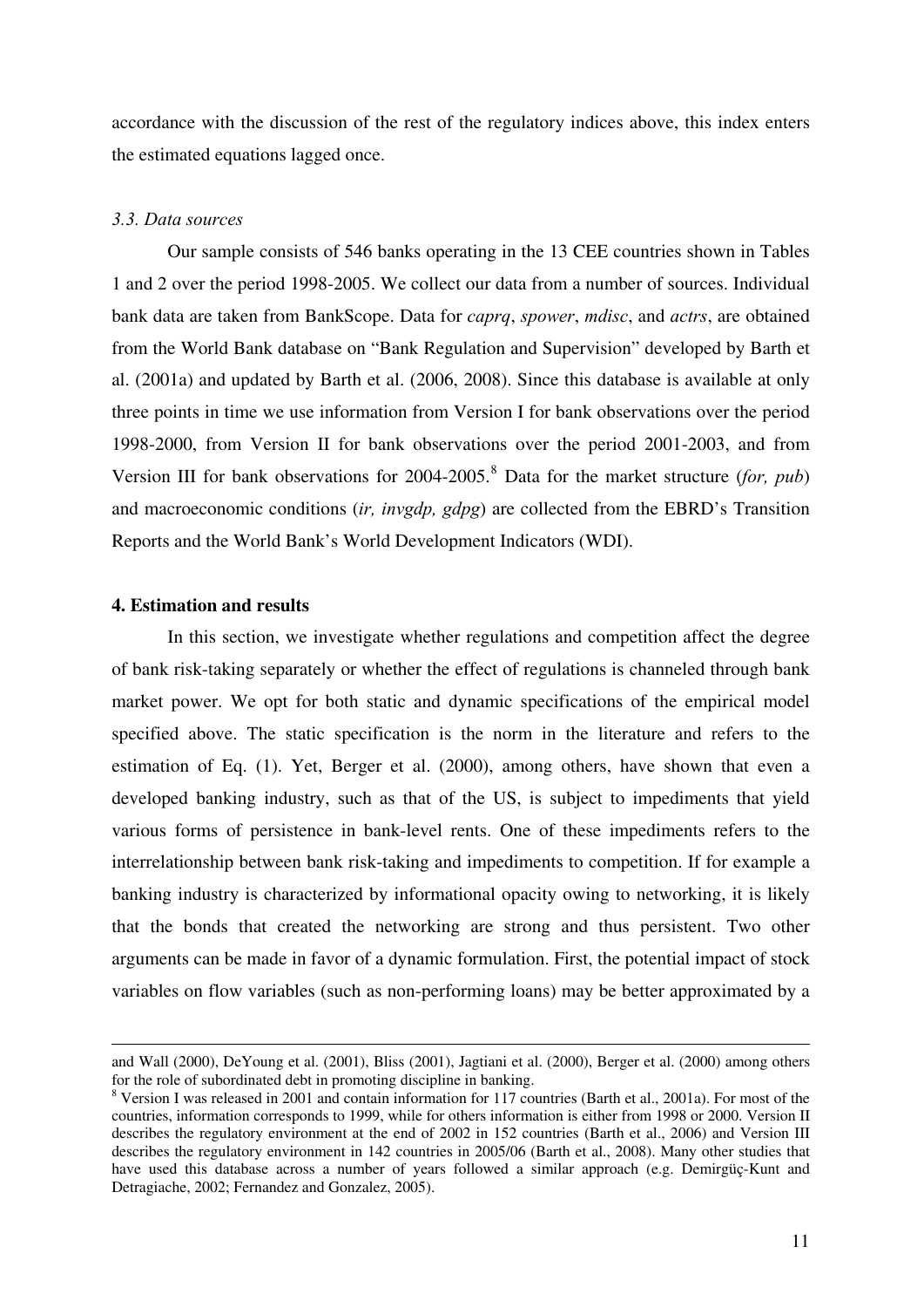accordance with the discussion of the rest of the regulatory indices above, this index enters the estimated equations lagged once.

### *3.3. Data sources*

Our sample consists of 546 banks operating in the 13 CEE countries shown in Tables 1 and 2 over the period 1998-2005. We collect our data from a number of sources. Individual bank data are taken from BankScope. Data for *caprq*, *spower*, *mdisc*, and *actrs*, are obtained from the World Bank database on "Bank Regulation and Supervision" developed by Barth et al. (2001a) and updated by Barth et al. (2006, 2008). Since this database is available at only three points in time we use information from Version I for bank observations over the period 1998-2000, from Version II for bank observations over the period 2001-2003, and from Version III for bank observations for 2004-2005.[8] Data for the market structure (*for, pub*) and macroeconomic conditions (*ir, invgdp, gdpg*) are collected from the EBRD's Transition Reports and the World Bank's World Development Indicators (WDI).

## 4. Estimation and results

In this section, we investigate whether regulations and competition affect the degree of bank risk-taking separately or whether the effect of regulations is channeled through bank market power. We opt for both static and dynamic specifications of the empirical model specified above. The static specification is the norm in the literature and refers to the estimation of Eq. (1). Yet, Berger et al. (2000), among others, have shown that even a developed banking industry, such as that of the US, is subject to impediments that yield various forms of persistence in bank-level rents. One of these impediments refers to the interrelationship between bank risk-taking and impediments to competition. If for example a banking industry is characterized by informational opacity owing to networking, it is likely that the bonds that created the networking are strong and thus persistent. Two other arguments can be made in favor of a dynamic formulation. First, the potential impact of stock variables on flow variables (such as non-performing loans) may be better approximated by a

---

and Wall (2000), DeYoung et al. (2001), Bliss (2001), Jagtiani et al. (2000), Berger et al. (2000) among others for the role of subordinated debt in promoting discipline in banking.

[8] Version I was released in 2001 and contain information for 117 countries (Barth et al., 2001a). For most of the countries, information corresponds to 1999, while for others information is either from 1998 or 2000. Version II describes the regulatory environment at the end of 2002 in 152 countries (Barth et al., 2006) and Version III describes the regulatory environment in 142 countries in 2005/06 (Barth et al., 2008). Many other studies that have used this database across a number of years followed a similar approach (e.g. Demirgüç-Kunt and Detragiache, 2002; Fernandez and Gonzalez, 2005).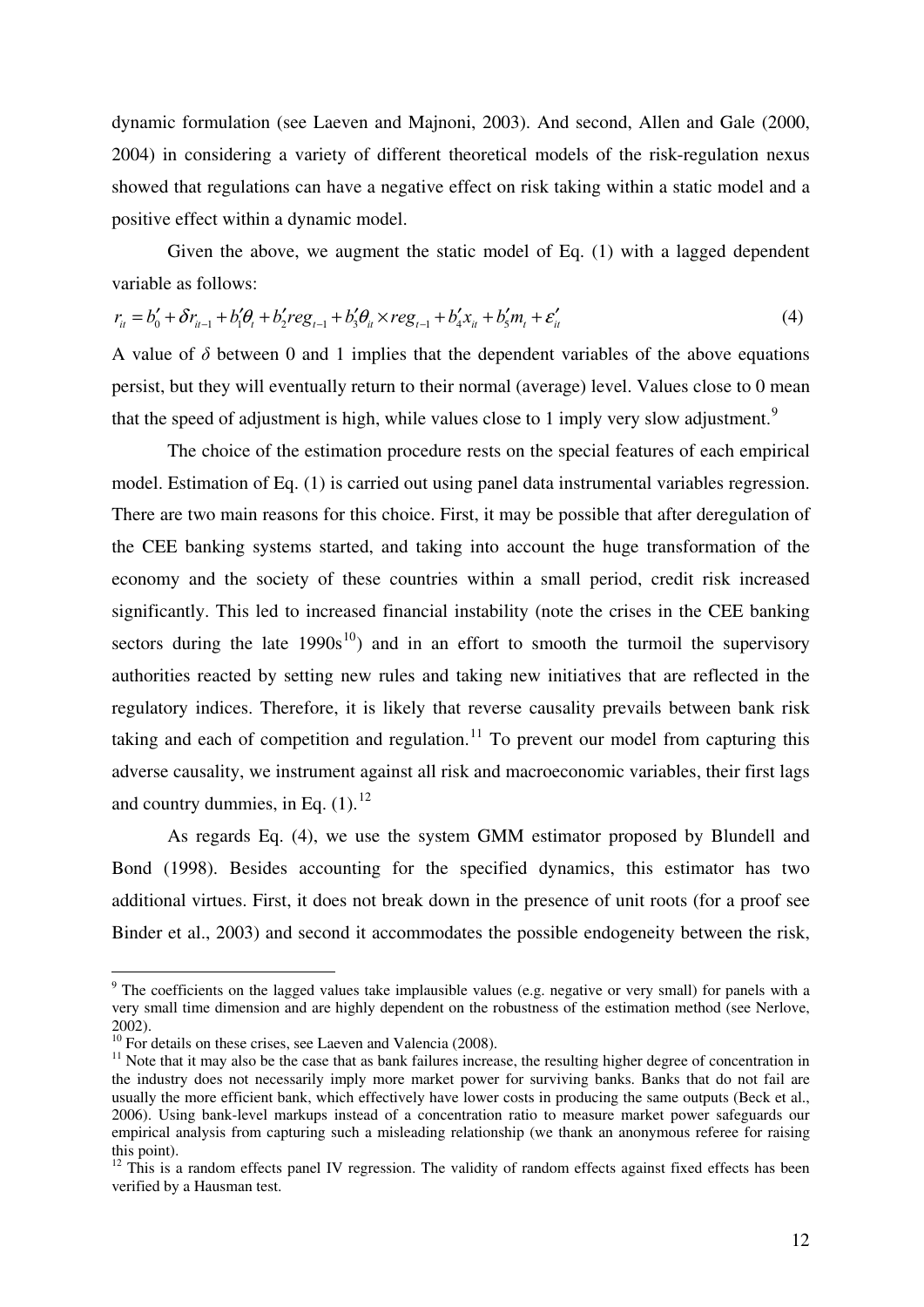dynamic formulation (see Laeven and Majnoni, 2003). And second, Allen and Gale (2000, 2004) in considering a variety of different theoretical models of the risk-regulation nexus showed that regulations can have a negative effect on risk taking within a static model and a positive effect within a dynamic model.

Given the above, we augment the static model of Eq. (1) with a lagged dependent variable as follows:

$$r_{it} = b_0' + \delta r_{it-1} + b_1'\theta_t + b_2' reg_{t-1} + b_3'\theta_{it} \times reg_{t-1} + b_4' x_{it} + b_5' m_t + \varepsilon_{it}' \tag{4}$$

A value of $\delta$ between 0 and 1 implies that the dependent variables of the above equations persist, but they will eventually return to their normal (average) level. Values close to 0 mean that the speed of adjustment is high, while values close to 1 imply very slow adjustment.[9]

The choice of the estimation procedure rests on the special features of each empirical model. Estimation of Eq. (1) is carried out using panel data instrumental variables regression. There are two main reasons for this choice. First, it may be possible that after deregulation of the CEE banking systems started, and taking into account the huge transformation of the economy and the society of these countries within a small period, credit risk increased significantly. This led to increased financial instability (note the crises in the CEE banking sectors during the late 1990s[10]) and in an effort to smooth the turmoil the supervisory authorities reacted by setting new rules and taking new initiatives that are reflected in the regulatory indices. Therefore, it is likely that reverse causality prevails between bank risk taking and each of competition and regulation.[11] To prevent our model from capturing this adverse causality, we instrument against all risk and macroeconomic variables, their first lags and country dummies, in Eq. (1).[12]

As regards Eq. (4), we use the system GMM estimator proposed by Blundell and Bond (1998). Besides accounting for the specified dynamics, this estimator has two additional virtues. First, it does not break down in the presence of unit roots (for a proof see Binder et al., 2003) and second it accommodates the possible endogeneity between the risk,

---

[9] The coefficients on the lagged values take implausible values (e.g. negative or very small) for panels with a very small time dimension and are highly dependent on the robustness of the estimation method (see Nerlove, 2002).

[10] For details on these crises, see Laeven and Valencia (2008).

[11] Note that it may also be the case that as bank failures increase, the resulting higher degree of concentration in the industry does not necessarily imply more market power for surviving banks. Banks that do not fail are usually the more efficient bank, which effectively have lower costs in producing the same outputs (Beck et al., 2006). Using bank-level markups instead of a concentration ratio to measure market power safeguards our empirical analysis from capturing such a misleading relationship (we thank an anonymous referee for raising this point).

[12] This is a random effects panel IV regression. The validity of random effects against fixed effects has been verified by a Hausman test.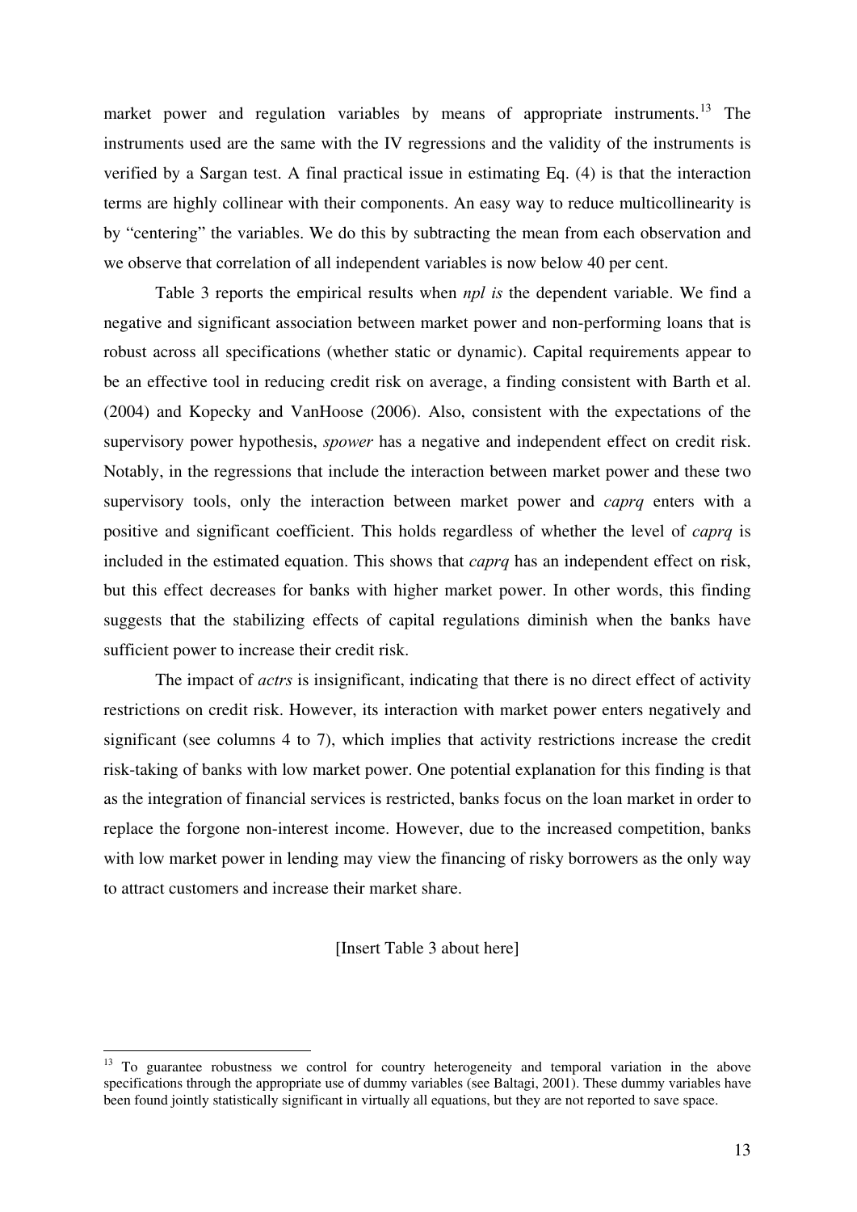market power and regulation variables by means of appropriate instruments.[13] The instruments used are the same with the IV regressions and the validity of the instruments is verified by a Sargan test. A final practical issue in estimating Eq. (4) is that the interaction terms are highly collinear with their components. An easy way to reduce multicollinearity is by "centering" the variables. We do this by subtracting the mean from each observation and we observe that correlation of all independent variables is now below 40 per cent.

Table 3 reports the empirical results when *npl is* the dependent variable. We find a negative and significant association between market power and non-performing loans that is robust across all specifications (whether static or dynamic). Capital requirements appear to be an effective tool in reducing credit risk on average, a finding consistent with Barth et al. (2004) and Kopecky and VanHoose (2006). Also, consistent with the expectations of the supervisory power hypothesis, *spower* has a negative and independent effect on credit risk. Notably, in the regressions that include the interaction between market power and these two supervisory tools, only the interaction between market power and *caprq* enters with a positive and significant coefficient. This holds regardless of whether the level of *caprq* is included in the estimated equation. This shows that *caprq* has an independent effect on risk, but this effect decreases for banks with higher market power. In other words, this finding suggests that the stabilizing effects of capital regulations diminish when the banks have sufficient power to increase their credit risk.

The impact of *actrs* is insignificant, indicating that there is no direct effect of activity restrictions on credit risk. However, its interaction with market power enters negatively and significant (see columns 4 to 7), which implies that activity restrictions increase the credit risk-taking of banks with low market power. One potential explanation for this finding is that as the integration of financial services is restricted, banks focus on the loan market in order to replace the forgone non-interest income. However, due to the increased competition, banks with low market power in lending may view the financing of risky borrowers as the only way to attract customers and increase their market share.

[Insert Table 3 about here]

[13] To guarantee robustness we control for country heterogeneity and temporal variation in the above specifications through the appropriate use of dummy variables (see Baltagi, 2001). These dummy variables have been found jointly statistically significant in virtually all equations, but they are not reported to save space.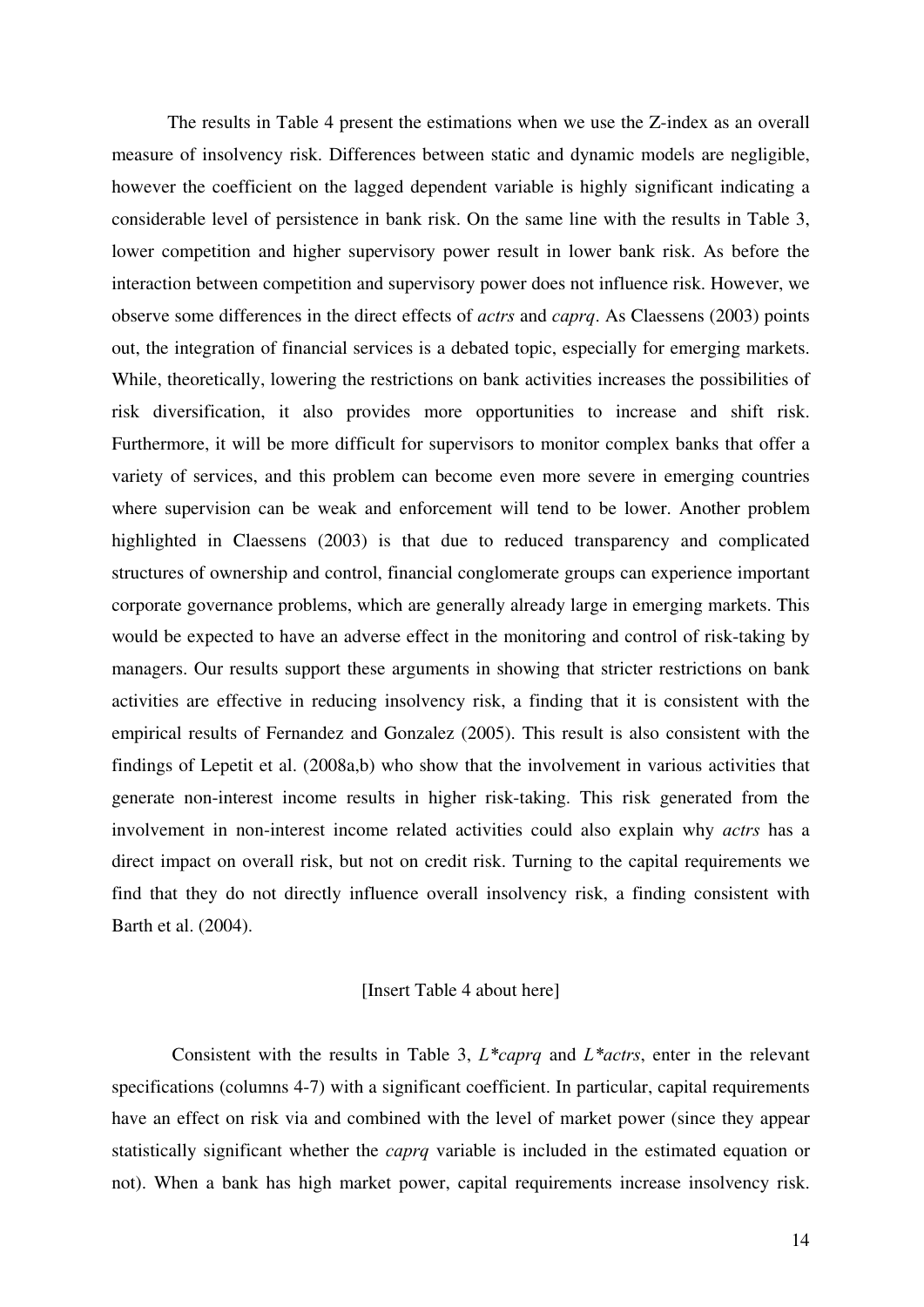The results in Table 4 present the estimations when we use the Z-index as an overall measure of insolvency risk. Differences between static and dynamic models are negligible, however the coefficient on the lagged dependent variable is highly significant indicating a considerable level of persistence in bank risk. On the same line with the results in Table 3, lower competition and higher supervisory power result in lower bank risk. As before the interaction between competition and supervisory power does not influence risk. However, we observe some differences in the direct effects of *actrs* and *caprq*. As Claessens (2003) points out, the integration of financial services is a debated topic, especially for emerging markets. While, theoretically, lowering the restrictions on bank activities increases the possibilities of risk diversification, it also provides more opportunities to increase and shift risk. Furthermore, it will be more difficult for supervisors to monitor complex banks that offer a variety of services, and this problem can become even more severe in emerging countries where supervision can be weak and enforcement will tend to be lower. Another problem highlighted in Claessens (2003) is that due to reduced transparency and complicated structures of ownership and control, financial conglomerate groups can experience important corporate governance problems, which are generally already large in emerging markets. This would be expected to have an adverse effect in the monitoring and control of risk-taking by managers. Our results support these arguments in showing that stricter restrictions on bank activities are effective in reducing insolvency risk, a finding that it is consistent with the empirical results of Fernandez and Gonzalez (2005). This result is also consistent with the findings of Lepetit et al. (2008a,b) who show that the involvement in various activities that generate non-interest income results in higher risk-taking. This risk generated from the involvement in non-interest income related activities could also explain why *actrs* has a direct impact on overall risk, but not on credit risk. Turning to the capital requirements we find that they do not directly influence overall insolvency risk, a finding consistent with Barth et al. (2004).

[Insert Table 4 about here]

Consistent with the results in Table 3, *L*caprq* and *L*actrs*, enter in the relevant specifications (columns 4-7) with a significant coefficient. In particular, capital requirements have an effect on risk via and combined with the level of market power (since they appear statistically significant whether the *caprq* variable is included in the estimated equation or not). When a bank has high market power, capital requirements increase insolvency risk.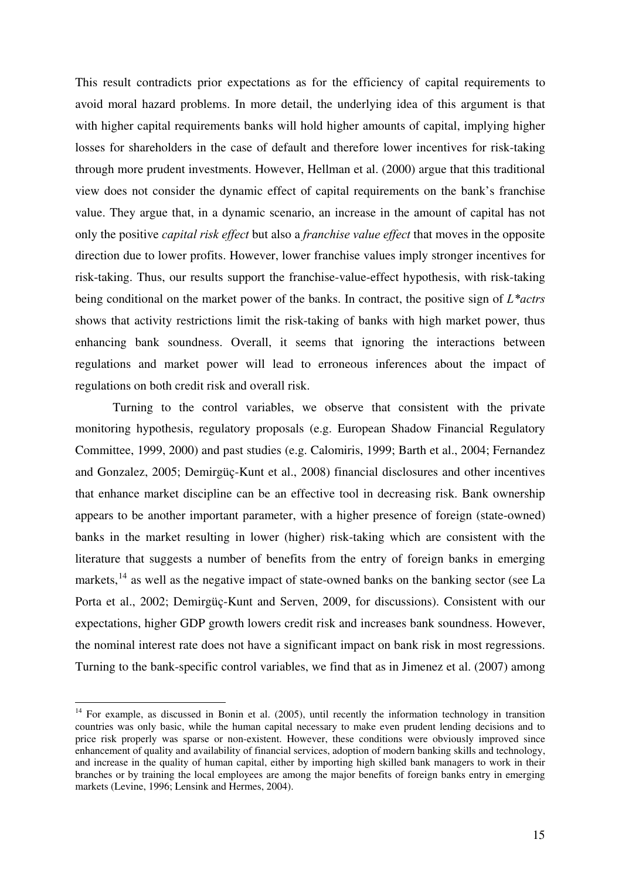This result contradicts prior expectations as for the efficiency of capital requirements to avoid moral hazard problems. In more detail, the underlying idea of this argument is that with higher capital requirements banks will hold higher amounts of capital, implying higher losses for shareholders in the case of default and therefore lower incentives for risk-taking through more prudent investments. However, Hellman et al. (2000) argue that this traditional view does not consider the dynamic effect of capital requirements on the bank's franchise value. They argue that, in a dynamic scenario, an increase in the amount of capital has not only the positive *capital risk effect* but also a *franchise value effect* that moves in the opposite direction due to lower profits. However, lower franchise values imply stronger incentives for risk-taking. Thus, our results support the franchise-value-effect hypothesis, with risk-taking being conditional on the market power of the banks. In contract, the positive sign of *L\*actrs* shows that activity restrictions limit the risk-taking of banks with high market power, thus enhancing bank soundness. Overall, it seems that ignoring the interactions between regulations and market power will lead to erroneous inferences about the impact of regulations on both credit risk and overall risk.

Turning to the control variables, we observe that consistent with the private monitoring hypothesis, regulatory proposals (e.g. European Shadow Financial Regulatory Committee, 1999, 2000) and past studies (e.g. Calomiris, 1999; Barth et al., 2004; Fernandez and Gonzalez, 2005; Demirgüç-Kunt et al., 2008) financial disclosures and other incentives that enhance market discipline can be an effective tool in decreasing risk. Bank ownership appears to be another important parameter, with a higher presence of foreign (state-owned) banks in the market resulting in lower (higher) risk-taking which are consistent with the literature that suggests a number of benefits from the entry of foreign banks in emerging markets,[14] as well as the negative impact of state-owned banks on the banking sector (see La Porta et al., 2002; Demirgüç-Kunt and Serven, 2009, for discussions). Consistent with our expectations, higher GDP growth lowers credit risk and increases bank soundness. However, the nominal interest rate does not have a significant impact on bank risk in most regressions. Turning to the bank-specific control variables, we find that as in Jimenez et al. (2007) among

[14] For example, as discussed in Bonin et al. (2005), until recently the information technology in transition countries was only basic, while the human capital necessary to make even prudent lending decisions and to price risk properly was sparse or non-existent. However, these conditions were obviously improved since enhancement of quality and availability of financial services, adoption of modern banking skills and technology, and increase in the quality of human capital, either by importing high skilled bank managers to work in their branches or by training the local employees are among the major benefits of foreign banks entry in emerging markets (Levine, 1996; Lensink and Hermes, 2004).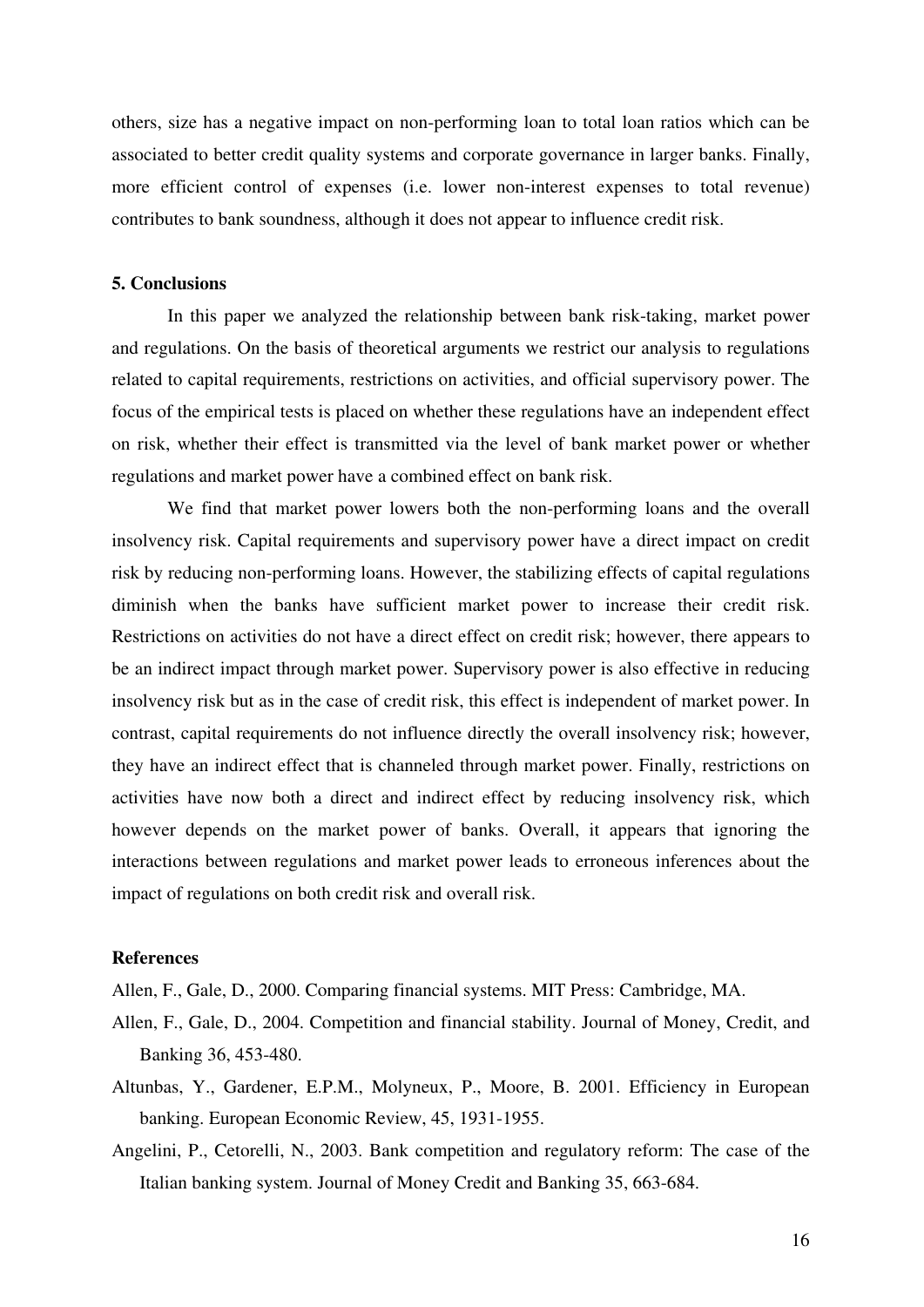others, size has a negative impact on non-performing loan to total loan ratios which can be associated to better credit quality systems and corporate governance in larger banks. Finally, more efficient control of expenses (i.e. lower non-interest expenses to total revenue) contributes to bank soundness, although it does not appear to influence credit risk.

## 5. Conclusions

In this paper we analyzed the relationship between bank risk-taking, market power and regulations. On the basis of theoretical arguments we restrict our analysis to regulations related to capital requirements, restrictions on activities, and official supervisory power. The focus of the empirical tests is placed on whether these regulations have an independent effect on risk, whether their effect is transmitted via the level of bank market power or whether regulations and market power have a combined effect on bank risk.

We find that market power lowers both the non-performing loans and the overall insolvency risk. Capital requirements and supervisory power have a direct impact on credit risk by reducing non-performing loans. However, the stabilizing effects of capital regulations diminish when the banks have sufficient market power to increase their credit risk. Restrictions on activities do not have a direct effect on credit risk; however, there appears to be an indirect impact through market power. Supervisory power is also effective in reducing insolvency risk but as in the case of credit risk, this effect is independent of market power. In contrast, capital requirements do not influence directly the overall insolvency risk; however, they have an indirect effect that is channeled through market power. Finally, restrictions on activities have now both a direct and indirect effect by reducing insolvency risk, which however depends on the market power of banks. Overall, it appears that ignoring the interactions between regulations and market power leads to erroneous inferences about the impact of regulations on both credit risk and overall risk.

## References

Allen, F., Gale, D., 2000. Comparing financial systems. MIT Press: Cambridge, MA.

Allen, F., Gale, D., 2004. Competition and financial stability. Journal of Money, Credit, and Banking 36, 453-480.

Altunbas, Y., Gardener, E.P.M., Molyneux, P., Moore, B. 2001. Efficiency in European banking. European Economic Review, 45, 1931-1955.

Angelini, P., Cetorelli, N., 2003. Bank competition and regulatory reform: The case of the Italian banking system. Journal of Money Credit and Banking 35, 663-684.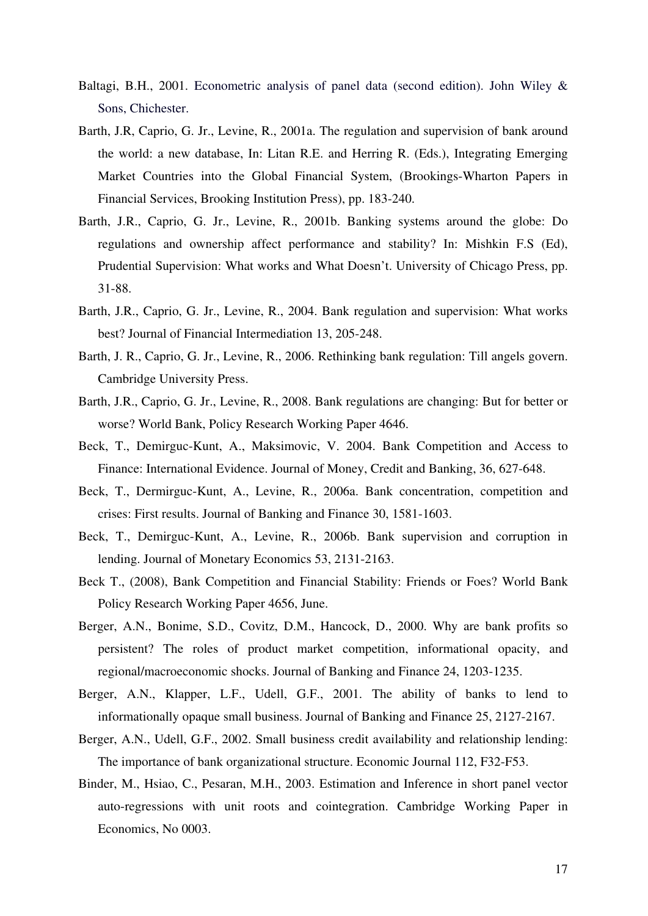Baltagi, B.H., 2001. Econometric analysis of panel data (second edition). John Wiley & Sons, Chichester.

Barth, J.R, Caprio, G. Jr., Levine, R., 2001a. The regulation and supervision of bank around the world: a new database, In: Litan R.E. and Herring R. (Eds.), Integrating Emerging Market Countries into the Global Financial System, (Brookings-Wharton Papers in Financial Services, Brooking Institution Press), pp. 183-240.

Barth, J.R., Caprio, G. Jr., Levine, R., 2001b. Banking systems around the globe: Do regulations and ownership affect performance and stability? In: Mishkin F.S (Ed), Prudential Supervision: What works and What Doesn't. University of Chicago Press, pp. 31-88.

Barth, J.R., Caprio, G. Jr., Levine, R., 2004. Bank regulation and supervision: What works best? Journal of Financial Intermediation 13, 205-248.

Barth, J. R., Caprio, G. Jr., Levine, R., 2006. Rethinking bank regulation: Till angels govern. Cambridge University Press.

Barth, J.R., Caprio, G. Jr., Levine, R., 2008. Bank regulations are changing: But for better or worse? World Bank, Policy Research Working Paper 4646.

Beck, T., Demirguc-Kunt, A., Maksimovic, V. 2004. Bank Competition and Access to Finance: International Evidence. Journal of Money, Credit and Banking, 36, 627-648.

Beck, T., Dermirguc-Kunt, A., Levine, R., 2006a. Bank concentration, competition and crises: First results. Journal of Banking and Finance 30, 1581-1603.

Beck, T., Demirguc-Kunt, A., Levine, R., 2006b. Bank supervision and corruption in lending. Journal of Monetary Economics 53, 2131-2163.

Beck T., (2008), Bank Competition and Financial Stability: Friends or Foes? World Bank Policy Research Working Paper 4656, June.

Berger, A.N., Bonime, S.D., Covitz, D.M., Hancock, D., 2000. Why are bank profits so persistent? The roles of product market competition, informational opacity, and regional/macroeconomic shocks. Journal of Banking and Finance 24, 1203-1235.

Berger, A.N., Klapper, L.F., Udell, G.F., 2001. The ability of banks to lend to informationally opaque small business. Journal of Banking and Finance 25, 2127-2167.

Berger, A.N., Udell, G.F., 2002. Small business credit availability and relationship lending: The importance of bank organizational structure. Economic Journal 112, F32-F53.

Binder, M., Hsiao, C., Pesaran, M.H., 2003. Estimation and Inference in short panel vector auto-regressions with unit roots and cointegration. Cambridge Working Paper in Economics, No 0003.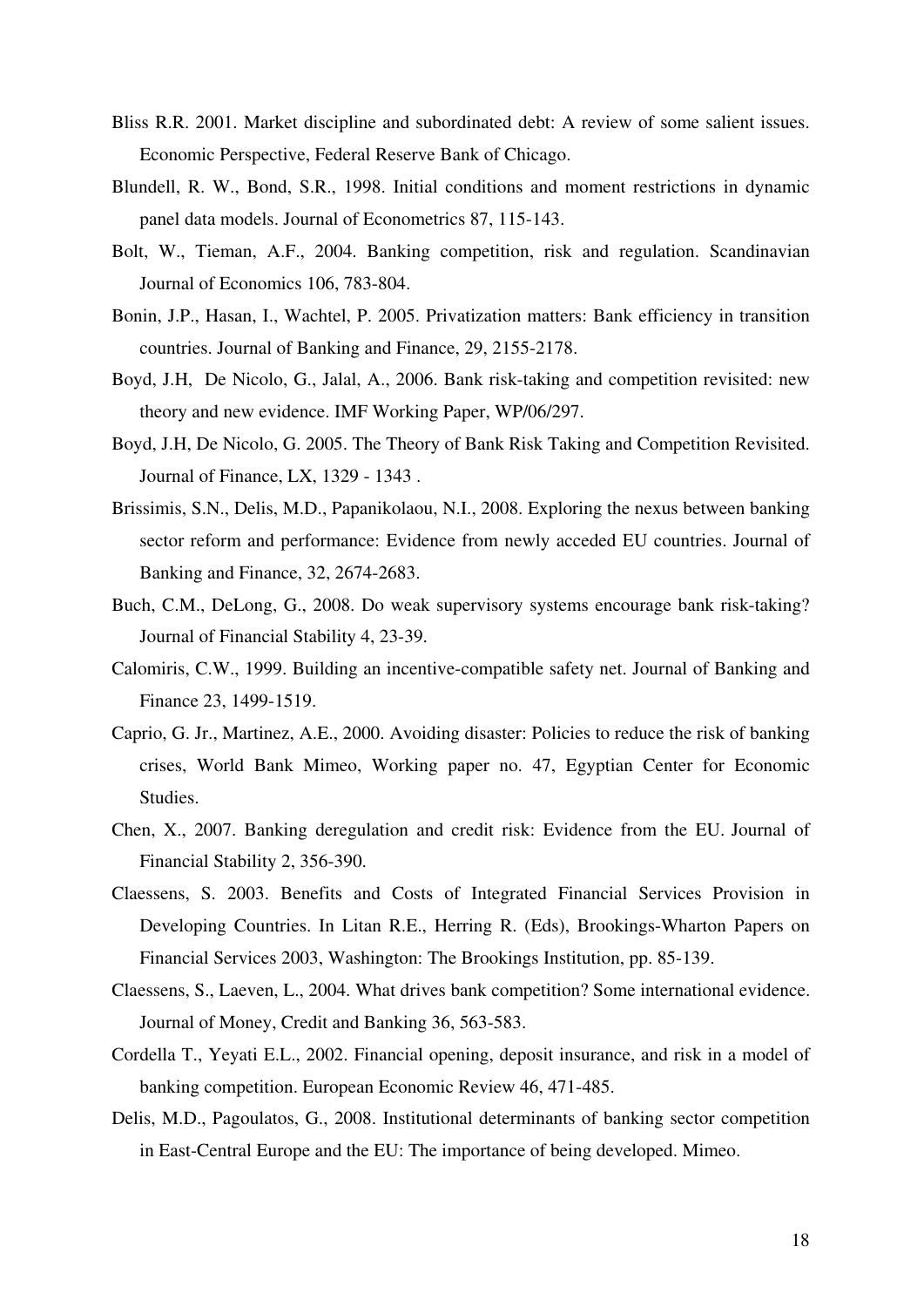Bliss R.R. 2001. Market discipline and subordinated debt: A review of some salient issues. Economic Perspective, Federal Reserve Bank of Chicago.

Blundell, R. W., Bond, S.R., 1998. Initial conditions and moment restrictions in dynamic panel data models. Journal of Econometrics 87, 115-143.

Bolt, W., Tieman, A.F., 2004. Banking competition, risk and regulation. Scandinavian Journal of Economics 106, 783-804.

Bonin, J.P., Hasan, I., Wachtel, P. 2005. Privatization matters: Bank efficiency in transition countries. Journal of Banking and Finance, 29, 2155-2178.

Boyd, J.H, De Nicolo, G., Jalal, A., 2006. Bank risk-taking and competition revisited: new theory and new evidence. IMF Working Paper, WP/06/297.

Boyd, J.H, De Nicolo, G. 2005. The Theory of Bank Risk Taking and Competition Revisited. Journal of Finance, LX, 1329 - 1343 .

Brissimis, S.N., Delis, M.D., Papanikolaou, N.I., 2008. Exploring the nexus between banking sector reform and performance: Evidence from newly acceded EU countries. Journal of Banking and Finance, 32, 2674-2683.

Buch, C.M., DeLong, G., 2008. Do weak supervisory systems encourage bank risk-taking? Journal of Financial Stability 4, 23-39.

Calomiris, C.W., 1999. Building an incentive-compatible safety net. Journal of Banking and Finance 23, 1499-1519.

Caprio, G. Jr., Martinez, A.E., 2000. Avoiding disaster: Policies to reduce the risk of banking crises, World Bank Mimeo, Working paper no. 47, Egyptian Center for Economic Studies.

Chen, X., 2007. Banking deregulation and credit risk: Evidence from the EU. Journal of Financial Stability 2, 356-390.

Claessens, S. 2003. Benefits and Costs of Integrated Financial Services Provision in Developing Countries. In Litan R.E., Herring R. (Eds), Brookings-Wharton Papers on Financial Services 2003, Washington: The Brookings Institution, pp. 85-139.

Claessens, S., Laeven, L., 2004. What drives bank competition? Some international evidence. Journal of Money, Credit and Banking 36, 563-583.

Cordella T., Yeyati E.L., 2002. Financial opening, deposit insurance, and risk in a model of banking competition. European Economic Review 46, 471-485.

Delis, M.D., Pagoulatos, G., 2008. Institutional determinants of banking sector competition in East-Central Europe and the EU: The importance of being developed. Mimeo.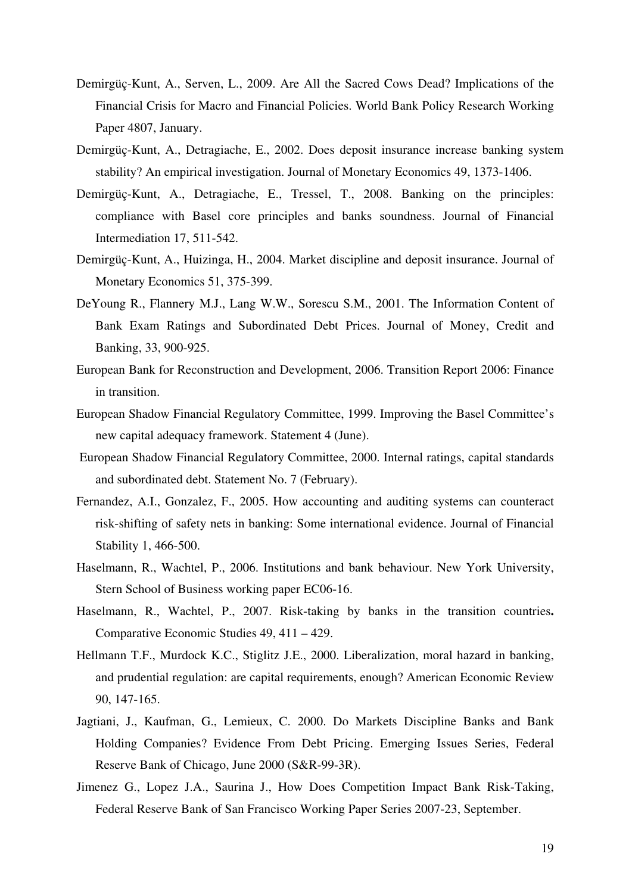Demirgüç-Kunt, A., Serven, L., 2009. Are All the Sacred Cows Dead? Implications of the Financial Crisis for Macro and Financial Policies. World Bank Policy Research Working Paper 4807, January.

Demirgüç-Kunt, A., Detragiache, E., 2002. Does deposit insurance increase banking system stability? An empirical investigation. Journal of Monetary Economics 49, 1373-1406.

Demirgüç-Kunt, A., Detragiache, E., Tressel, T., 2008. Banking on the principles: compliance with Basel core principles and banks soundness. Journal of Financial Intermediation 17, 511-542.

Demirgüç-Kunt, A., Huizinga, H., 2004. Market discipline and deposit insurance. Journal of Monetary Economics 51, 375-399.

DeYoung R., Flannery M.J., Lang W.W., Sorescu S.M., 2001. The Information Content of Bank Exam Ratings and Subordinated Debt Prices. Journal of Money, Credit and Banking, 33, 900-925.

European Bank for Reconstruction and Development, 2006. Transition Report 2006: Finance in transition.

European Shadow Financial Regulatory Committee, 1999. Improving the Basel Committee's new capital adequacy framework. Statement 4 (June).

European Shadow Financial Regulatory Committee, 2000. Internal ratings, capital standards and subordinated debt. Statement No. 7 (February).

Fernandez, A.I., Gonzalez, F., 2005. How accounting and auditing systems can counteract risk-shifting of safety nets in banking: Some international evidence. Journal of Financial Stability 1, 466-500.

Haselmann, R., Wachtel, P., 2006. Institutions and bank behaviour. New York University, Stern School of Business working paper EC06-16.

Haselmann, R., Wachtel, P., 2007. Risk-taking by banks in the transition countries**.** Comparative Economic Studies 49, 411 – 429.

Hellmann T.F., Murdock K.C., Stiglitz J.E., 2000. Liberalization, moral hazard in banking, and prudential regulation: are capital requirements, enough? American Economic Review 90, 147-165.

Jagtiani, J., Kaufman, G., Lemieux, C. 2000. Do Markets Discipline Banks and Bank Holding Companies? Evidence From Debt Pricing. Emerging Issues Series, Federal Reserve Bank of Chicago, June 2000 (S&R-99-3R).

Jimenez G., Lopez J.A., Saurina J., How Does Competition Impact Bank Risk-Taking, Federal Reserve Bank of San Francisco Working Paper Series 2007-23, September.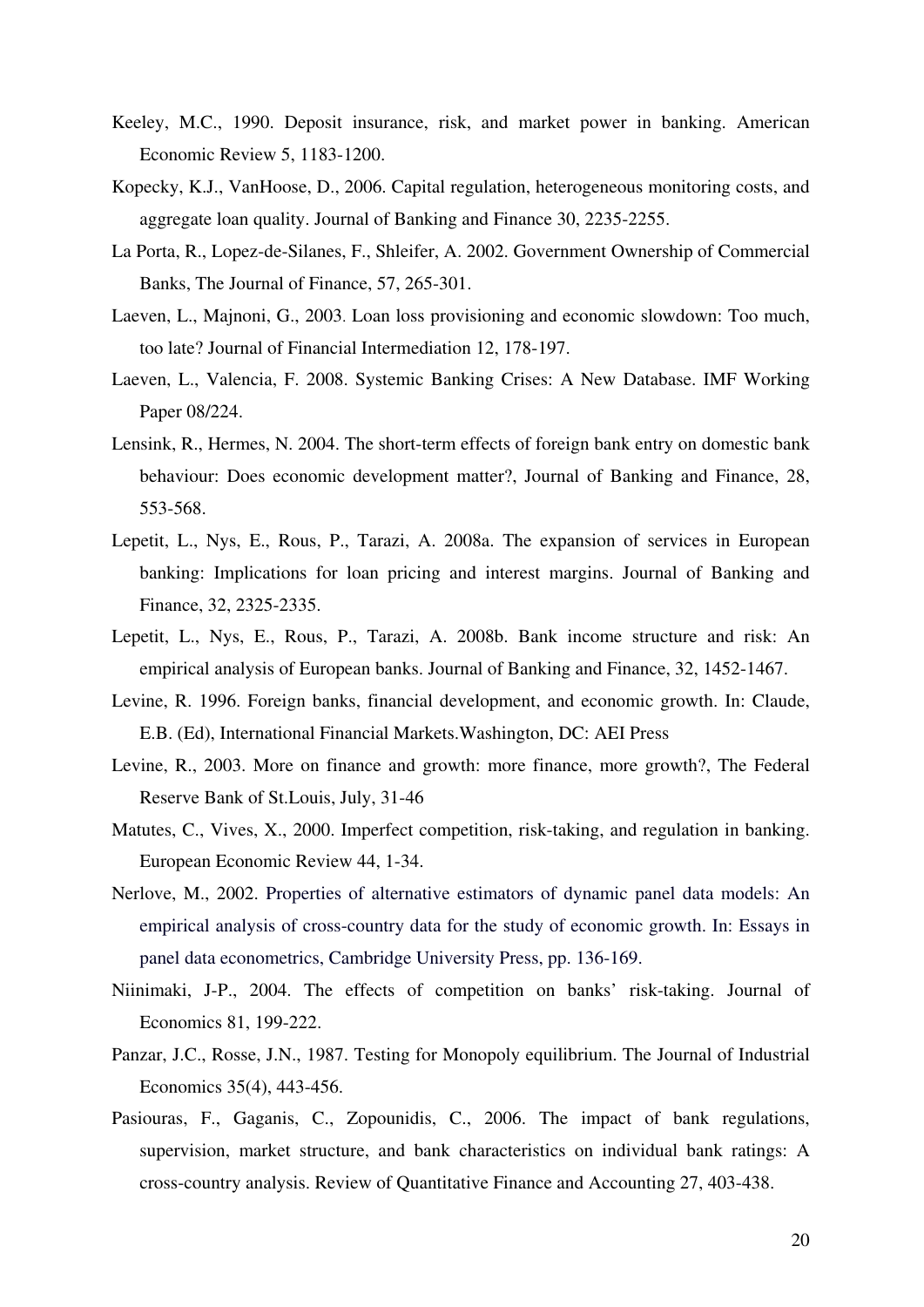Keeley, M.C., 1990. Deposit insurance, risk, and market power in banking. American Economic Review 5, 1183-1200.

Kopecky, K.J., VanHoose, D., 2006. Capital regulation, heterogeneous monitoring costs, and aggregate loan quality. Journal of Banking and Finance 30, 2235-2255.

La Porta, R., Lopez-de-Silanes, F., Shleifer, A. 2002. Government Ownership of Commercial Banks, The Journal of Finance, 57, 265-301.

Laeven, L., Majnoni, G., 2003. Loan loss provisioning and economic slowdown: Too much, too late? Journal of Financial Intermediation 12, 178-197.

Laeven, L., Valencia, F. 2008. Systemic Banking Crises: A New Database. IMF Working Paper 08/224.

Lensink, R., Hermes, N. 2004. The short-term effects of foreign bank entry on domestic bank behaviour: Does economic development matter?, Journal of Banking and Finance, 28, 553-568.

Lepetit, L., Nys, E., Rous, P., Tarazi, A. 2008a. The expansion of services in European banking: Implications for loan pricing and interest margins. Journal of Banking and Finance, 32, 2325-2335.

Lepetit, L., Nys, E., Rous, P., Tarazi, A. 2008b. Bank income structure and risk: An empirical analysis of European banks. Journal of Banking and Finance, 32, 1452-1467.

Levine, R. 1996. Foreign banks, financial development, and economic growth. In: Claude, E.B. (Ed), International Financial Markets.Washington, DC: AEI Press

Levine, R., 2003. More on finance and growth: more finance, more growth?, The Federal Reserve Bank of St.Louis, July, 31-46

Matutes, C., Vives, X., 2000. Imperfect competition, risk-taking, and regulation in banking. European Economic Review 44, 1-34.

Nerlove, M., 2002. Properties of alternative estimators of dynamic panel data models: An empirical analysis of cross-country data for the study of economic growth. In: Essays in panel data econometrics, Cambridge University Press, pp. 136-169.

Niinimaki, J-P., 2004. The effects of competition on banks' risk-taking. Journal of Economics 81, 199-222.

Panzar, J.C., Rosse, J.N., 1987. Testing for Monopoly equilibrium. The Journal of Industrial Economics 35(4), 443-456.

Pasiouras, F., Gaganis, C., Zopounidis, C., 2006. The impact of bank regulations, supervision, market structure, and bank characteristics on individual bank ratings: A cross-country analysis. Review of Quantitative Finance and Accounting 27, 403-438.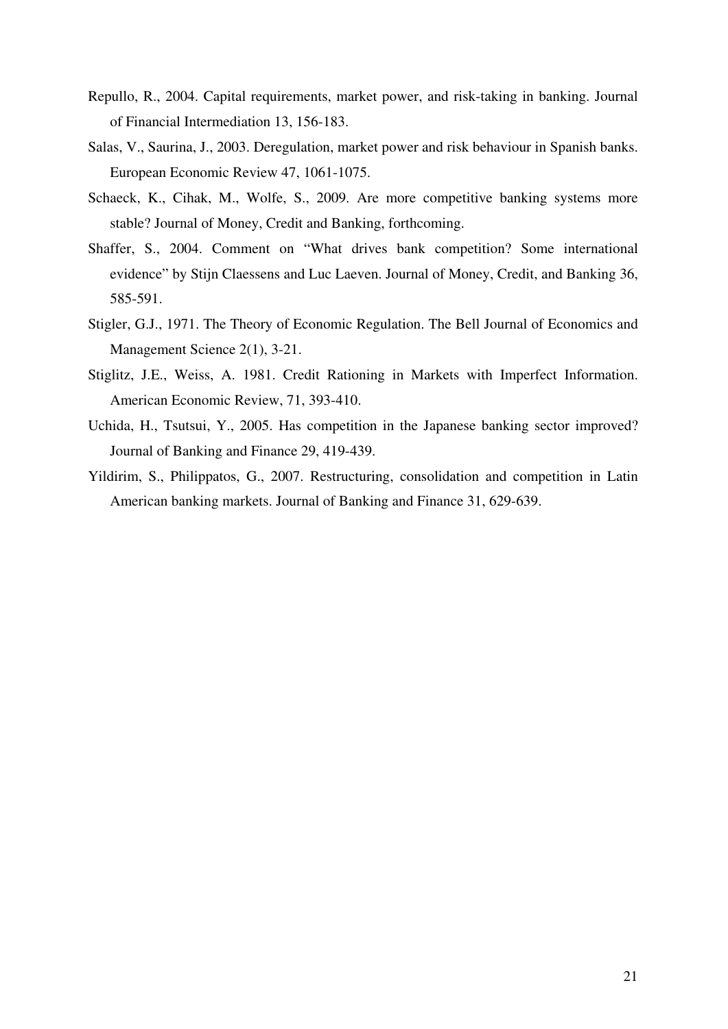Repullo, R., 2004. Capital requirements, market power, and risk-taking in banking. Journal of Financial Intermediation 13, 156-183.

Salas, V., Saurina, J., 2003. Deregulation, market power and risk behaviour in Spanish banks. European Economic Review 47, 1061-1075.

Schaeck, K., Cihak, M., Wolfe, S., 2009. Are more competitive banking systems more stable? Journal of Money, Credit and Banking, forthcoming.

Shaffer, S., 2004. Comment on "What drives bank competition? Some international evidence" by Stijn Claessens and Luc Laeven. Journal of Money, Credit, and Banking 36, 585-591.

Stigler, G.J., 1971. The Theory of Economic Regulation. The Bell Journal of Economics and Management Science 2(1), 3-21.

Stiglitz, J.E., Weiss, A. 1981. Credit Rationing in Markets with Imperfect Information. American Economic Review, 71, 393-410.

Uchida, H., Tsutsui, Y., 2005. Has competition in the Japanese banking sector improved? Journal of Banking and Finance 29, 419-439.

Yildirim, S., Philippatos, G., 2007. Restructuring, consolidation and competition in Latin American banking markets. Journal of Banking and Finance 31, 629-639.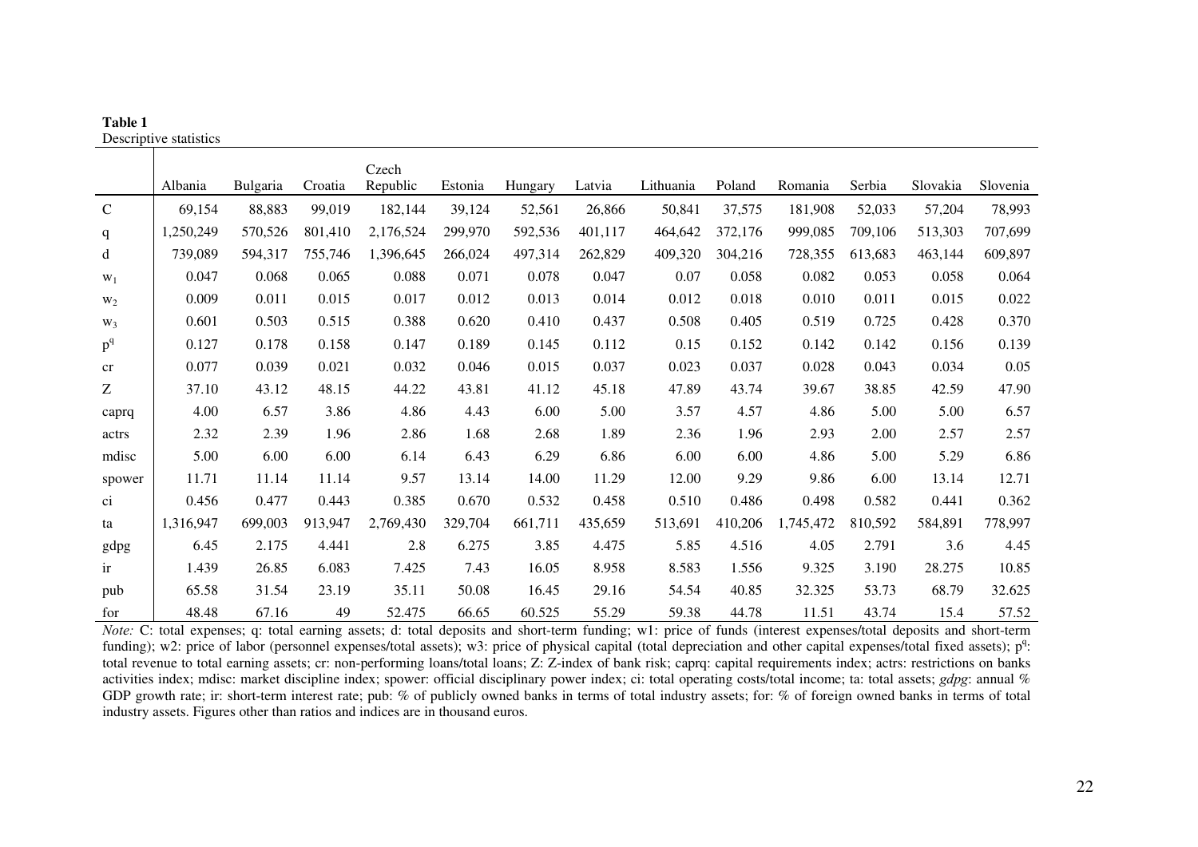**Table 1**
Descriptive statistics

| | Albania | Bulgaria | Croatia | Czech Republic | Estonia | Hungary | Latvia | Lithuania | Poland | Romania | Serbia | Slovakia | Slovenia |
|---|---|---|---|---|---|---|---|---|---|---|---|---|---|
| C | 69,154 | 88,883 | 99,019 | 182,144 | 39,124 | 52,561 | 26,866 | 50,841 | 37,575 | 181,908 | 52,033 | 57,204 | 78,993 |
| q | 1,250,249 | 570,526 | 801,410 | 2,176,524 | 299,970 | 592,536 | 401,117 | 464,642 | 372,176 | 999,085 | 709,106 | 513,303 | 707,699 |
| d | 739,089 | 594,317 | 755,746 | 1,396,645 | 266,024 | 497,314 | 262,829 | 409,320 | 304,216 | 728,355 | 613,683 | 463,144 | 609,897 |
| $w_1$ | 0.047 | 0.068 | 0.065 | 0.088 | 0.071 | 0.078 | 0.047 | 0.07 | 0.058 | 0.082 | 0.053 | 0.058 | 0.064 |
| $w_2$ | 0.009 | 0.011 | 0.015 | 0.017 | 0.012 | 0.013 | 0.014 | 0.012 | 0.018 | 0.010 | 0.011 | 0.015 | 0.022 |
| $w_3$ | 0.601 | 0.503 | 0.515 | 0.388 | 0.620 | 0.410 | 0.437 | 0.508 | 0.405 | 0.519 | 0.725 | 0.428 | 0.370 |
| $p^q$ | 0.127 | 0.178 | 0.158 | 0.147 | 0.189 | 0.145 | 0.112 | 0.15 | 0.152 | 0.142 | 0.142 | 0.156 | 0.139 |
| cr | 0.077 | 0.039 | 0.021 | 0.032 | 0.046 | 0.015 | 0.037 | 0.023 | 0.037 | 0.028 | 0.043 | 0.034 | 0.05 |
| Z | 37.10 | 43.12 | 48.15 | 44.22 | 43.81 | 41.12 | 45.18 | 47.89 | 43.74 | 39.67 | 38.85 | 42.59 | 47.90 |
| caprq | 4.00 | 6.57 | 3.86 | 4.86 | 4.43 | 6.00 | 5.00 | 3.57 | 4.57 | 4.86 | 5.00 | 5.00 | 6.57 |
| actrs | 2.32 | 2.39 | 1.96 | 2.86 | 1.68 | 2.68 | 1.89 | 2.36 | 1.96 | 2.93 | 2.00 | 2.57 | 2.57 |
| mdisc | 5.00 | 6.00 | 6.00 | 6.14 | 6.43 | 6.29 | 6.86 | 6.00 | 6.00 | 4.86 | 5.00 | 5.29 | 6.86 |
| spower | 11.71 | 11.14 | 11.14 | 9.57 | 13.14 | 14.00 | 11.29 | 12.00 | 9.29 | 9.86 | 6.00 | 13.14 | 12.71 |
| ci | 0.456 | 0.477 | 0.443 | 0.385 | 0.670 | 0.532 | 0.458 | 0.510 | 0.486 | 0.498 | 0.582 | 0.441 | 0.362 |
| ta | 1,316,947 | 699,003 | 913,947 | 2,769,430 | 329,704 | 661,711 | 435,659 | 513,691 | 410,206 | 1,745,472 | 810,592 | 584,891 | 778,997 |
| gdpg | 6.45 | 2.175 | 4.441 | 2.8 | 6.275 | 3.85 | 4.475 | 5.85 | 4.516 | 4.05 | 2.791 | 3.6 | 4.45 |
| ir | 1.439 | 26.85 | 6.083 | 7.425 | 7.43 | 16.05 | 8.958 | 8.583 | 1.556 | 9.325 | 3.190 | 28.275 | 10.85 |
| pub | 65.58 | 31.54 | 23.19 | 35.11 | 50.08 | 16.45 | 29.16 | 54.54 | 40.85 | 32.325 | 53.73 | 68.79 | 32.625 |
| for | 48.48 | 67.16 | 49 | 52.475 | 66.65 | 60.525 | 55.29 | 59.38 | 44.78 | 11.51 | 43.74 | 15.4 | 57.52 |

*Note:* C: total expenses; q: total earning assets; d: total deposits and short-term funding; w1: price of funds (interest expenses/total deposits and short-term funding); w2: price of labor (personnel expenses/total assets); w3: price of physical capital (total depreciation and other capital expenses/total fixed assets); $p^q$: total revenue to total earning assets; cr: non-performing loans/total loans; Z: Z-index of bank risk; caprq: capital requirements index; actrs: restrictions on banks activities index; mdisc: market discipline index; spower: official disciplinary power index; ci: total operating costs/total income; ta: total assets; *gdpg*: annual % GDP growth rate; ir: short-term interest rate; pub: % of publicly owned banks in terms of total industry assets; for: % of foreign owned banks in terms of total industry assets. Figures other than ratios and indices are in thousand euros.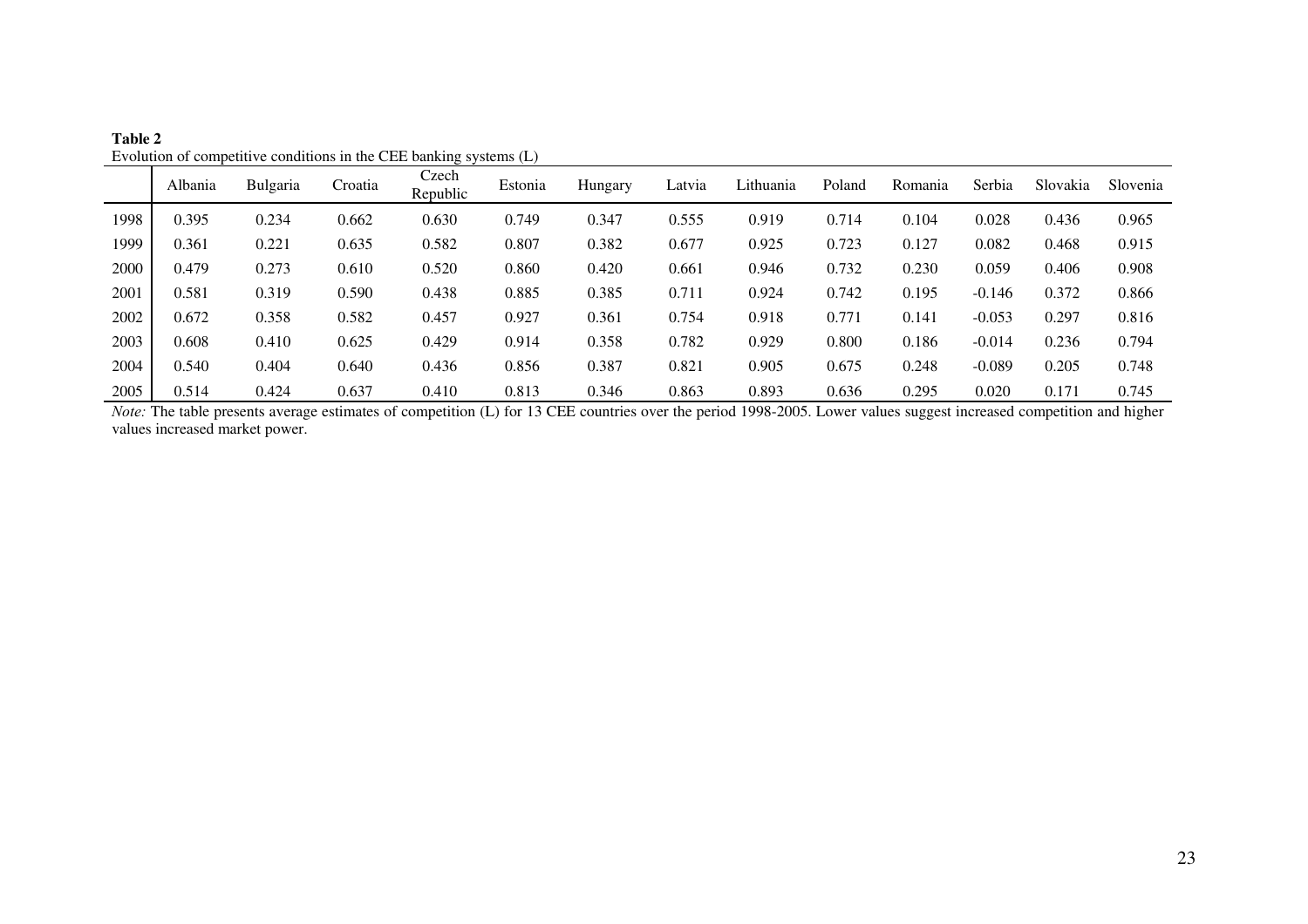**Table 2**
Evolution of competitive conditions in the CEE banking systems (L)

| | Albania | Bulgaria | Croatia | Czech Republic | Estonia | Hungary | Latvia | Lithuania | Poland | Romania | Serbia | Slovakia | Slovenia |
|---|---|---|---|---|---|---|---|---|---|---|---|---|---|
| 1998 | 0.395 | 0.234 | 0.662 | 0.630 | 0.749 | 0.347 | 0.555 | 0.919 | 0.714 | 0.104 | 0.028 | 0.436 | 0.965 |
| 1999 | 0.361 | 0.221 | 0.635 | 0.582 | 0.807 | 0.382 | 0.677 | 0.925 | 0.723 | 0.127 | 0.082 | 0.468 | 0.915 |
| 2000 | 0.479 | 0.273 | 0.610 | 0.520 | 0.860 | 0.420 | 0.661 | 0.946 | 0.732 | 0.230 | 0.059 | 0.406 | 0.908 |
| 2001 | 0.581 | 0.319 | 0.590 | 0.438 | 0.885 | 0.385 | 0.711 | 0.924 | 0.742 | 0.195 | -0.146 | 0.372 | 0.866 |
| 2002 | 0.672 | 0.358 | 0.582 | 0.457 | 0.927 | 0.361 | 0.754 | 0.918 | 0.771 | 0.141 | -0.053 | 0.297 | 0.816 |
| 2003 | 0.608 | 0.410 | 0.625 | 0.429 | 0.914 | 0.358 | 0.782 | 0.929 | 0.800 | 0.186 | -0.014 | 0.236 | 0.794 |
| 2004 | 0.540 | 0.404 | 0.640 | 0.436 | 0.856 | 0.387 | 0.821 | 0.905 | 0.675 | 0.248 | -0.089 | 0.205 | 0.748 |
| 2005 | 0.514 | 0.424 | 0.637 | 0.410 | 0.813 | 0.346 | 0.863 | 0.893 | 0.636 | 0.295 | 0.020 | 0.171 | 0.745 |

*Note:* The table presents average estimates of competition (L) for 13 CEE countries over the period 1998-2005. Lower values suggest increased competition and higher values increased market power.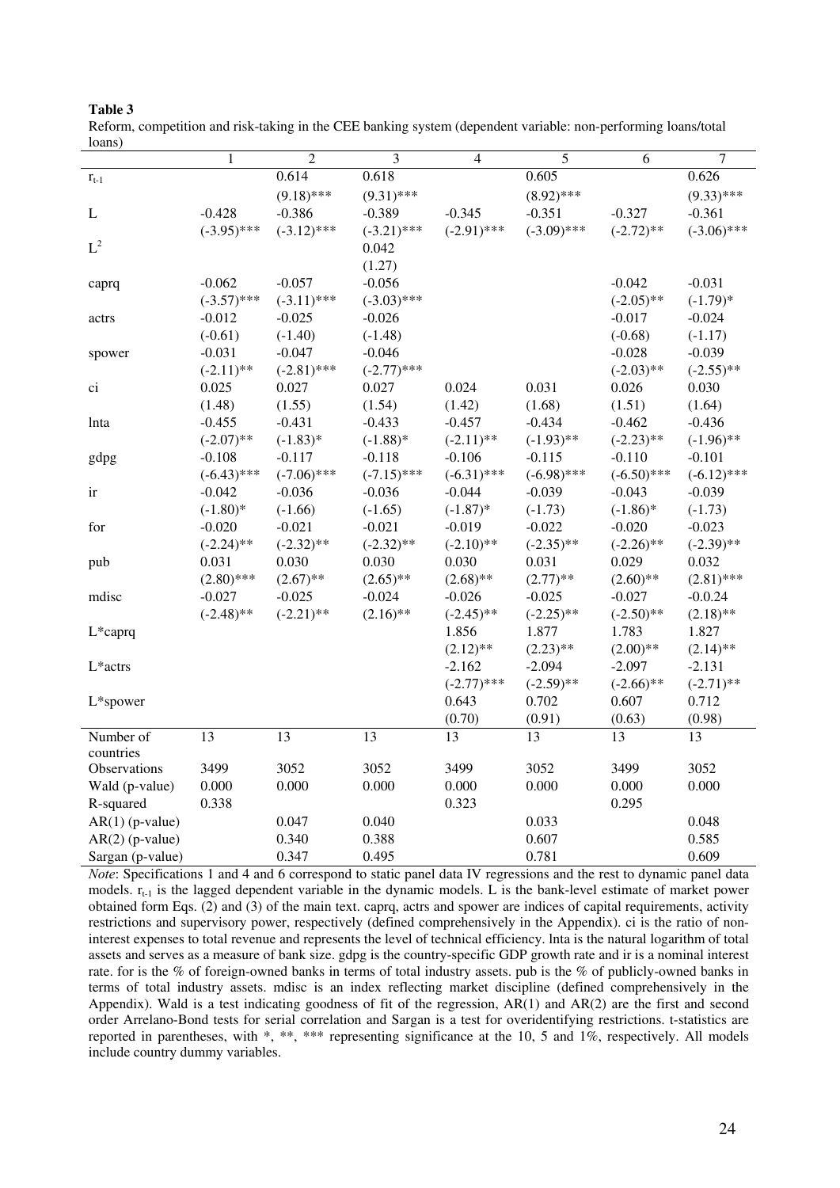**Table 3**

Reform, competition and risk-taking in the CEE banking system (dependent variable: non-performing loans/total loans)

| | 1 | 2 | 3 | 4 | 5 | 6 | 7 |
|---|---|---|---|---|---|---|---|
| $r_{t-1}$ | | 0.614 | 0.618 | | 0.605 | | 0.626 |
| | | (9.18)*** | (9.31)*** | | (8.92)*** | | (9.33)*** |
| L | -0.428 | -0.386 | -0.389 | -0.345 | -0.351 | -0.327 | -0.361 |
| | (-3.95)*** | (-3.12)*** | (-3.21)*** | (-2.91)*** | (-3.09)*** | (-2.72)** | (-3.06)*** |
| $L^2$ | | | 0.042 | | | | |
| | | | (1.27) | | | | |
| caprq | -0.062 | -0.057 | -0.056 | | | -0.042 | -0.031 |
| | (-3.57)*** | (-3.11)*** | (-3.03)*** | | | (-2.05)** | (-1.79)* |
| actrs | -0.012 | -0.025 | -0.026 | | | -0.017 | -0.024 |
| | (-0.61) | (-1.40) | (-1.48) | | | (-0.68) | (-1.17) |
| spower | -0.031 | -0.047 | -0.046 | | | -0.028 | -0.039 |
| | (-2.11)** | (-2.81)*** | (-2.77)*** | | | (-2.03)** | (-2.55)** |
| ci | 0.025 | 0.027 | 0.027 | 0.024 | 0.031 | 0.026 | 0.030 |
| | (1.48) | (1.55) | (1.54) | (1.42) | (1.68) | (1.51) | (1.64) |
| lnta | -0.455 | -0.431 | -0.433 | -0.457 | -0.434 | -0.462 | -0.436 |
| | (-2.07)** | (-1.83)* | (-1.88)* | (-2.11)** | (-1.93)** | (-2.23)** | (-1.96)** |
| gdpg | -0.108 | -0.117 | -0.118 | -0.106 | -0.115 | -0.110 | -0.101 |
| | (-6.43)*** | (-7.06)*** | (-7.15)*** | (-6.31)*** | (-6.98)*** | (-6.50)*** | (-6.12)*** |
| ir | -0.042 | -0.036 | -0.036 | -0.044 | -0.039 | -0.043 | -0.039 |
| | (-1.80)* | (-1.66) | (-1.65) | (-1.87)* | (-1.73) | (-1.86)* | (-1.73) |
| for | -0.020 | -0.021 | -0.021 | -0.019 | -0.022 | -0.020 | -0.023 |
| | (-2.24)** | (-2.32)** | (-2.32)** | (-2.10)** | (-2.35)** | (-2.26)** | (-2.39)** |
| pub | 0.031 | 0.030 | 0.030 | 0.030 | 0.031 | 0.029 | 0.032 |
| | (2.80)*** | (2.67)** | (2.65)** | (2.68)** | (2.77)** | (2.60)** | (2.81)*** |
| mdisc | -0.027 | -0.025 | -0.024 | -0.026 | -0.025 | -0.027 | -0.0.24 |
| | (-2.48)** | (-2.21)** | (2.16)** | (-2.45)** | (-2.25)** | (-2.50)** | (2.18)** |
| L*caprq | | | | 1.856 | 1.877 | 1.783 | 1.827 |
| | | | | (2.12)** | (2.23)** | (2.00)** | (2.14)** |
| L*actrs | | | | -2.162 | -2.094 | -2.097 | -2.131 |
| | | | | (-2.77)*** | (-2.59)** | (-2.66)** | (-2.71)** |
| L*spower | | | | 0.643 | 0.702 | 0.607 | 0.712 |
| | | | | (0.70) | (0.91) | (0.63) | (0.98) |
| Number of countries | 13 | 13 | 13 | 13 | 13 | 13 | 13 |
| Observations | 3499 | 3052 | 3052 | 3499 | 3052 | 3499 | 3052 |
| Wald (p-value) | 0.000 | 0.000 | 0.000 | 0.000 | 0.000 | 0.000 | 0.000 |
| R-squared | 0.338 | | | 0.323 | | 0.295 | |
| AR(1) (p-value) | | 0.047 | 0.040 | | 0.033 | | 0.048 |
| AR(2) (p-value) | | 0.340 | 0.388 | | 0.607 | | 0.585 |
| Sargan (p-value) | | 0.347 | 0.495 | | 0.781 | | 0.609 |

*Note*: Specifications 1 and 4 and 6 correspond to static panel data IV regressions and the rest to dynamic panel data models. $r_{t-1}$ is the lagged dependent variable in the dynamic models. L is the bank-level estimate of market power obtained form Eqs. (2) and (3) of the main text. caprq, actrs and spower are indices of capital requirements, activity restrictions and supervisory power, respectively (defined comprehensively in the Appendix). ci is the ratio of non-interest expenses to total revenue and represents the level of technical efficiency. lnta is the natural logarithm of total assets and serves as a measure of bank size. gdpg is the country-specific GDP growth rate and ir is a nominal interest rate. for is the % of foreign-owned banks in terms of total industry assets. pub is the % of publicly-owned banks in terms of total industry assets. mdisc is an index reflecting market discipline (defined comprehensively in the Appendix). Wald is a test indicating goodness of fit of the regression, AR(1) and AR(2) are the first and second order Arrelano-Bond tests for serial correlation and Sargan is a test for overidentifying restrictions. t-statistics are reported in parentheses, with *, **, *** representing significance at the 10, 5 and 1%, respectively. All models include country dummy variables.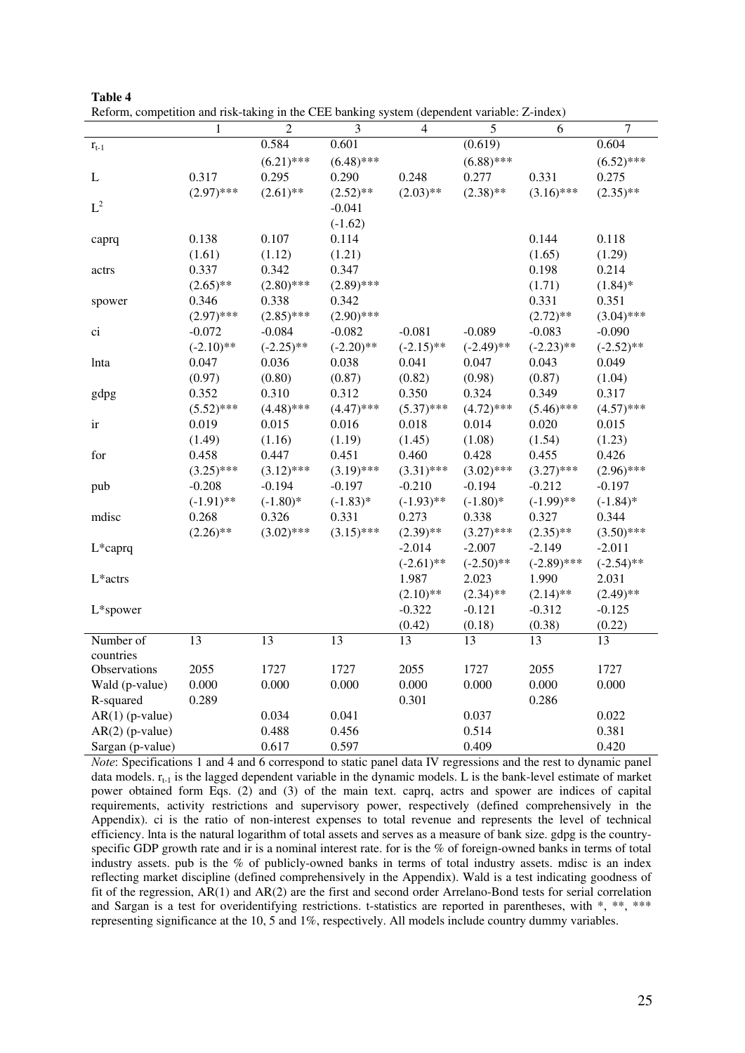**Table 4**

Reform, competition and risk-taking in the CEE banking system (dependent variable: Z-index)

| | 1 | 2 | 3 | 4 | 5 | 6 | 7 |
|---|---|---|---|---|---|---|---|
| $r_{t-1}$ | | 0.584 | 0.601 | | (0.619) | | 0.604 |
| | | (6.21)*** | (6.48)*** | | (6.88)*** | | (6.52)*** |
| L | 0.317 | 0.295 | 0.290 | 0.248 | 0.277 | 0.331 | 0.275 |
| | (2.97)*** | (2.61)** | (2.52)** | (2.03)** | (2.38)** | (3.16)*** | (2.35)** |
| $L^2$ | | | -0.041 | | | | |
| | | | (-1.62) | | | | |
| caprq | 0.138 | 0.107 | 0.114 | | | 0.144 | 0.118 |
| | (1.61) | (1.12) | (1.21) | | | (1.65) | (1.29) |
| actrs | 0.337 | 0.342 | 0.347 | | | 0.198 | 0.214 |
| | (2.65)** | (2.80)*** | (2.89)*** | | | (1.71) | (1.84)* |
| spower | 0.346 | 0.338 | 0.342 | | | 0.331 | 0.351 |
| | (2.97)*** | (2.85)*** | (2.90)*** | | | (2.72)** | (3.04)*** |
| ci | -0.072 | -0.084 | -0.082 | -0.081 | -0.089 | -0.083 | -0.090 |
| | (-2.10)** | (-2.25)** | (-2.20)** | (-2.15)** | (-2.49)** | (-2.23)** | (-2.52)** |
| lnta | 0.047 | 0.036 | 0.038 | 0.041 | 0.047 | 0.043 | 0.049 |
| | (0.97) | (0.80) | (0.87) | (0.82) | (0.98) | (0.87) | (1.04) |
| gdpg | 0.352 | 0.310 | 0.312 | 0.350 | 0.324 | 0.349 | 0.317 |
| | (5.52)*** | (4.48)*** | (4.47)*** | (5.37)*** | (4.72)*** | (5.46)*** | (4.57)*** |
| ir | 0.019 | 0.015 | 0.016 | 0.018 | 0.014 | 0.020 | 0.015 |
| | (1.49) | (1.16) | (1.19) | (1.45) | (1.08) | (1.54) | (1.23) |
| for | 0.458 | 0.447 | 0.451 | 0.460 | 0.428 | 0.455 | 0.426 |
| | (3.25)*** | (3.12)*** | (3.19)*** | (3.31)*** | (3.02)*** | (3.27)*** | (2.96)*** |
| pub | -0.208 | -0.194 | -0.197 | -0.210 | -0.194 | -0.212 | -0.197 |
| | (-1.91)** | (-1.80)* | (-1.83)* | (-1.93)** | (-1.80)* | (-1.99)** | (-1.84)* |
| mdisc | 0.268 | 0.326 | 0.331 | 0.273 | 0.338 | 0.327 | 0.344 |
| | (2.26)** | (3.02)*** | (3.15)*** | (2.39)** | (3.27)*** | (2.35)** | (3.50)*** |
| L*caprq | | | | -2.014 | -2.007 | -2.149 | -2.011 |
| | | | | (-2.61)** | (-2.50)** | (-2.89)*** | (-2.54)** |
| L*actrs | | | | 1.987 | 2.023 | 1.990 | 2.031 |
| | | | | (2.10)** | (2.34)** | (2.14)** | (2.49)** |
| L*spower | | | | -0.322 | -0.121 | -0.312 | -0.125 |
| | | | | (0.42) | (0.18) | (0.38) | (0.22) |
| Number of countries | 13 | 13 | 13 | 13 | 13 | 13 | 13 |
| Observations | 2055 | 1727 | 1727 | 2055 | 1727 | 2055 | 1727 |
| Wald (p-value) | 0.000 | 0.000 | 0.000 | 0.000 | 0.000 | 0.000 | 0.000 |
| R-squared | 0.289 | | | 0.301 | | 0.286 | |
| AR(1) (p-value) | | 0.034 | 0.041 | | 0.037 | | 0.022 |
| AR(2) (p-value) | | 0.488 | 0.456 | | 0.514 | | 0.381 |
| Sargan (p-value) | | 0.617 | 0.597 | | 0.409 | | 0.420 |

*Note*: Specifications 1 and 4 and 6 correspond to static panel data IV regressions and the rest to dynamic panel data models. $r_{t-1}$ is the lagged dependent variable in the dynamic models. L is the bank-level estimate of market power obtained form Eqs. (2) and (3) of the main text. caprq, actrs and spower are indices of capital requirements, activity restrictions and supervisory power, respectively (defined comprehensively in the Appendix). ci is the ratio of non-interest expenses to total revenue and represents the level of technical efficiency. lnta is the natural logarithm of total assets and serves as a measure of bank size. gdpg is the country-specific GDP growth rate and ir is a nominal interest rate. for is the % of foreign-owned banks in terms of total industry assets. pub is the % of publicly-owned banks in terms of total industry assets. mdisc is an index reflecting market discipline (defined comprehensively in the Appendix). Wald is a test indicating goodness of fit of the regression, AR(1) and AR(2) are the first and second order Arrelano-Bond tests for serial correlation and Sargan is a test for overidentifying restrictions. t-statistics are reported in parentheses, with *, **, *** representing significance at the 10, 5 and 1%, respectively. All models include country dummy variables.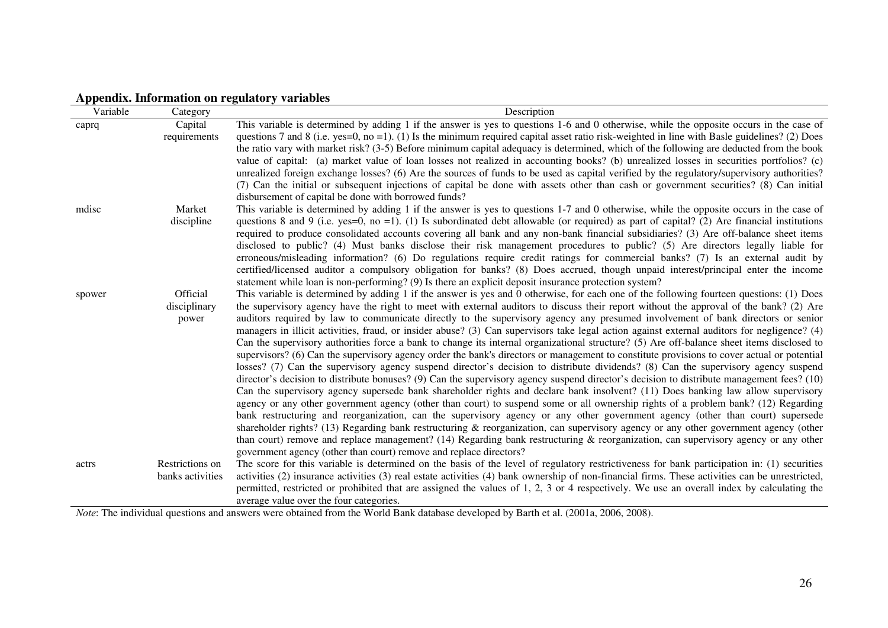## Appendix. Information on regulatory variables

| Variable | Category | Description |
|---|---|---|
| caprq | Capital requirements | This variable is determined by adding 1 if the answer is yes to questions 1-6 and 0 otherwise, while the opposite occurs in the case of questions 7 and 8 (i.e. yes=0, no =1). (1) Is the minimum required capital asset ratio risk-weighted in line with Basle guidelines? (2) Does the ratio vary with market risk? (3-5) Before minimum capital adequacy is determined, which of the following are deducted from the book value of capital: (a) market value of loan losses not realized in accounting books? (b) unrealized losses in securities portfolios? (c) unrealized foreign exchange losses? (6) Are the sources of funds to be used as capital verified by the regulatory/supervisory authorities? (7) Can the initial or subsequent injections of capital be done with assets other than cash or government securities? (8) Can initial disbursement of capital be done with borrowed funds? |
| mdisc | Market discipline | This variable is determined by adding 1 if the answer is yes to questions 1-7 and 0 otherwise, while the opposite occurs in the case of questions 8 and 9 (i.e. yes=0, no =1). (1) Is subordinated debt allowable (or required) as part of capital? (2) Are financial institutions required to produce consolidated accounts covering all bank and any non-bank financial subsidiaries? (3) Are off-balance sheet items disclosed to public? (4) Must banks disclose their risk management procedures to public? (5) Are directors legally liable for erroneous/misleading information? (6) Do regulations require credit ratings for commercial banks? (7) Is an external audit by certified/licensed auditor a compulsory obligation for banks? (8) Does accrued, though unpaid interest/principal enter the income statement while loan is non-performing? (9) Is there an explicit deposit insurance protection system? |
| spower | Official disciplinary power | This variable is determined by adding 1 if the answer is yes and 0 otherwise, for each one of the following fourteen questions: (1) Does the supervisory agency have the right to meet with external auditors to discuss their report without the approval of the bank? (2) Are auditors required by law to communicate directly to the supervisory agency any presumed involvement of bank directors or senior managers in illicit activities, fraud, or insider abuse? (3) Can supervisors take legal action against external auditors for negligence? (4) Can the supervisory authorities force a bank to change its internal organizational structure? (5) Are off-balance sheet items disclosed to supervisors? (6) Can the supervisory agency order the bank's directors or management to constitute provisions to cover actual or potential losses? (7) Can the supervisory agency suspend director's decision to distribute dividends? (8) Can the supervisory agency suspend director's decision to distribute bonuses? (9) Can the supervisory agency suspend director's decision to distribute management fees? (10) Can the supervisory agency supersede bank shareholder rights and declare bank insolvent? (11) Does banking law allow supervisory agency or any other government agency (other than court) to suspend some or all ownership rights of a problem bank? (12) Regarding bank restructuring and reorganization, can the supervisory agency or any other government agency (other than court) supersede shareholder rights? (13) Regarding bank restructuring & reorganization, can supervisory agency or any other government agency (other than court) remove and replace management? (14) Regarding bank restructuring & reorganization, can supervisory agency or any other government agency (other than court) remove and replace directors? |
| actrs | Restrictions on banks activities | The score for this variable is determined on the basis of the level of regulatory restrictiveness for bank participation in: (1) securities activities (2) insurance activities (3) real estate activities (4) bank ownership of non-financial firms. These activities can be unrestricted, permitted, restricted or prohibited that are assigned the values of 1, 2, 3 or 4 respectively. We use an overall index by calculating the average value over the four categories. |

*Note*: The individual questions and answers were obtained from the World Bank database developed by Barth et al. (2001a, 2006, 2008).